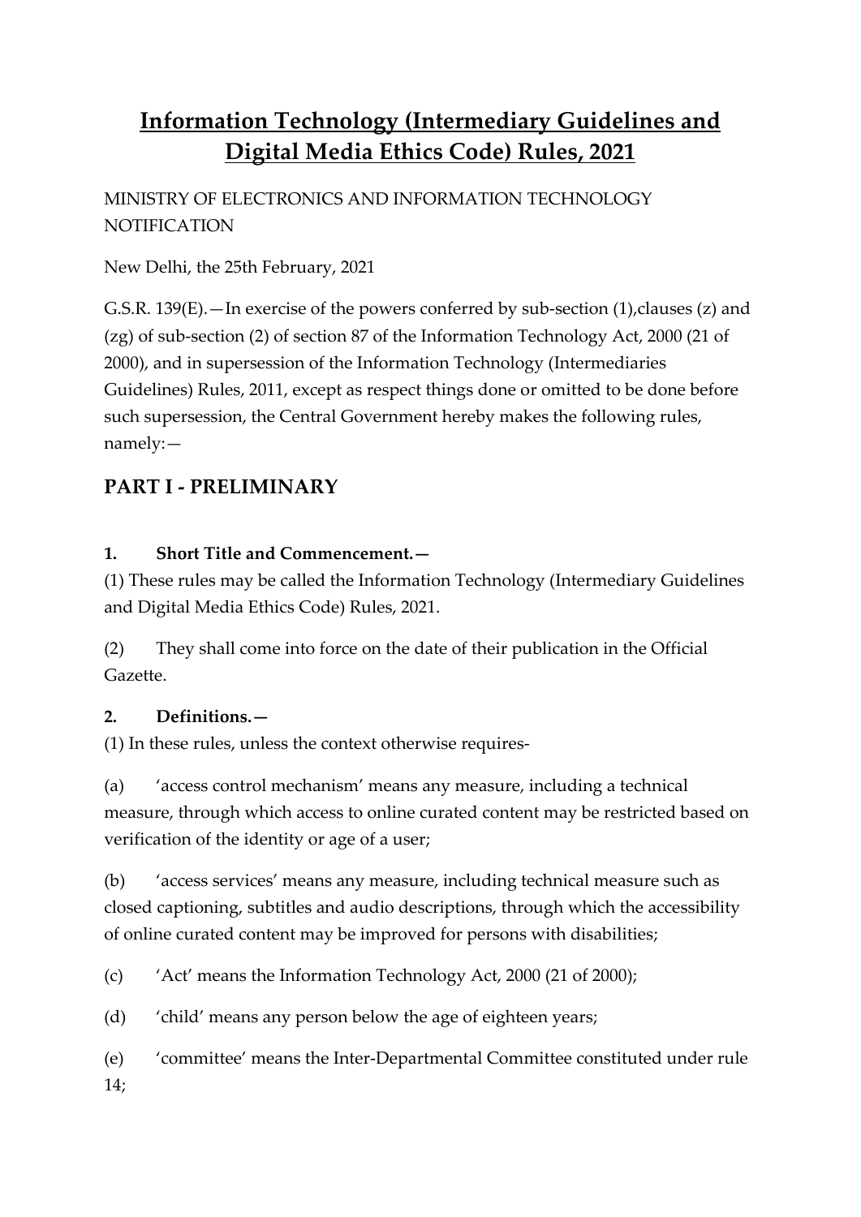# Information Technology (Intermediary Guidelines and Digital Media Ethics Code) Rules, 2021

MINISTRY OF ELECTRONICS AND INFORMATION TECHNOLOGY NOTIFICATION

New Delhi, the 25th February, 2021

G.S.R. 139(E).—In exercise of the powers conferred by sub-section (1),clauses (z) and (zg) of sub-section (2) of section 87 of the Information Technology Act, 2000 (21 of 2000), and in supersession of the Information Technology (Intermediaries Guidelines) Rules, 2011, except as respect things done or omitted to be done before such supersession, the Central Government hereby makes the following rules, namely:—

## PART I - PRELIMINARY

**1. Short Title and Commencement.—**

(1) These rules may be called the Information Technology (Intermediary Guidelines and Digital Media Ethics Code) Rules, 2021.

(2) They shall come into force on the date of their publication in the Official Gazette.

**2. Definitions.—**

(1) In these rules, unless the context otherwise requires-

(a) 'access control mechanism' means any measure, including a technical measure, through which access to online curated content may be restricted based on verification of the identity or age of a user;

(b) 'access services' means any measure, including technical measure such as closed captioning, subtitles and audio descriptions, through which the accessibility of online curated content may be improved for persons with disabilities;

(c) 'Act' means the Information Technology Act, 2000 (21 of 2000);

(d) 'child' means any person below the age of eighteen years;

(e) 'committee' means the Inter-Departmental Committee constituted under rule 14;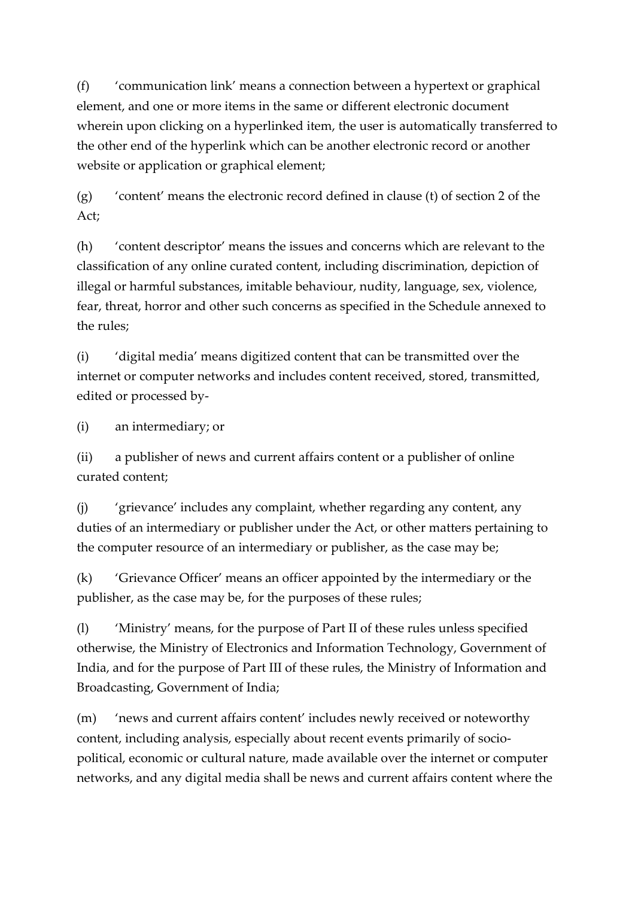(f) 'communication link' means a connection between a hypertext or graphical element, and one or more items in the same or different electronic document wherein upon clicking on a hyperlinked item, the user is automatically transferred to the other end of the hyperlink which can be another electronic record or another website or application or graphical element;

(g) 'content' means the electronic record defined in clause (t) of section 2 of the Act;

(h) 'content descriptor' means the issues and concerns which are relevant to the classification of any online curated content, including discrimination, depiction of illegal or harmful substances, imitable behaviour, nudity, language, sex, violence, fear, threat, horror and other such concerns as specified in the Schedule annexed to the rules;

(i) 'digital media' means digitized content that can be transmitted over the internet or computer networks and includes content received, stored, transmitted, edited or processed by-

(i) an intermediary; or

(ii) a publisher of news and current affairs content or a publisher of online curated content;

(j) 'grievance' includes any complaint, whether regarding any content, any duties of an intermediary or publisher under the Act, or other matters pertaining to the computer resource of an intermediary or publisher, as the case may be;

(k) 'Grievance Officer' means an officer appointed by the intermediary or the publisher, as the case may be, for the purposes of these rules;

(l) 'Ministry' means, for the purpose of Part II of these rules unless specified otherwise, the Ministry of Electronics and Information Technology, Government of India, and for the purpose of Part III of these rules, the Ministry of Information and Broadcasting, Government of India;

(m) 'news and current affairs content' includes newly received or noteworthy content, including analysis, especially about recent events primarily of socio-political, economic or cultural nature, made available over the internet or computer networks, and any digital media shall be news and current affairs content where the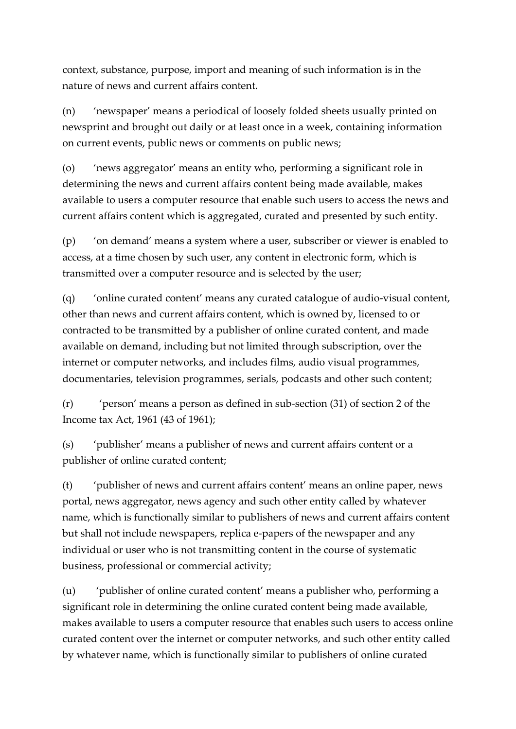context, substance, purpose, import and meaning of such information is in the nature of news and current affairs content.

(n) 'newspaper' means a periodical of loosely folded sheets usually printed on newsprint and brought out daily or at least once in a week, containing information on current events, public news or comments on public news;

(o) 'news aggregator' means an entity who, performing a significant role in determining the news and current affairs content being made available, makes available to users a computer resource that enable such users to access the news and current affairs content which is aggregated, curated and presented by such entity.

(p) 'on demand' means a system where a user, subscriber or viewer is enabled to access, at a time chosen by such user, any content in electronic form, which is transmitted over a computer resource and is selected by the user;

(q) 'online curated content' means any curated catalogue of audio-visual content, other than news and current affairs content, which is owned by, licensed to or contracted to be transmitted by a publisher of online curated content, and made available on demand, including but not limited through subscription, over the internet or computer networks, and includes films, audio visual programmes, documentaries, television programmes, serials, podcasts and other such content;

(r) 'person' means a person as defined in sub-section (31) of section 2 of the Income tax Act, 1961 (43 of 1961);

(s) 'publisher' means a publisher of news and current affairs content or a publisher of online curated content;

(t) 'publisher of news and current affairs content' means an online paper, news portal, news aggregator, news agency and such other entity called by whatever name, which is functionally similar to publishers of news and current affairs content but shall not include newspapers, replica e-papers of the newspaper and any individual or user who is not transmitting content in the course of systematic business, professional or commercial activity;

(u) 'publisher of online curated content' means a publisher who, performing a significant role in determining the online curated content being made available, makes available to users a computer resource that enables such users to access online curated content over the internet or computer networks, and such other entity called by whatever name, which is functionally similar to publishers of online curated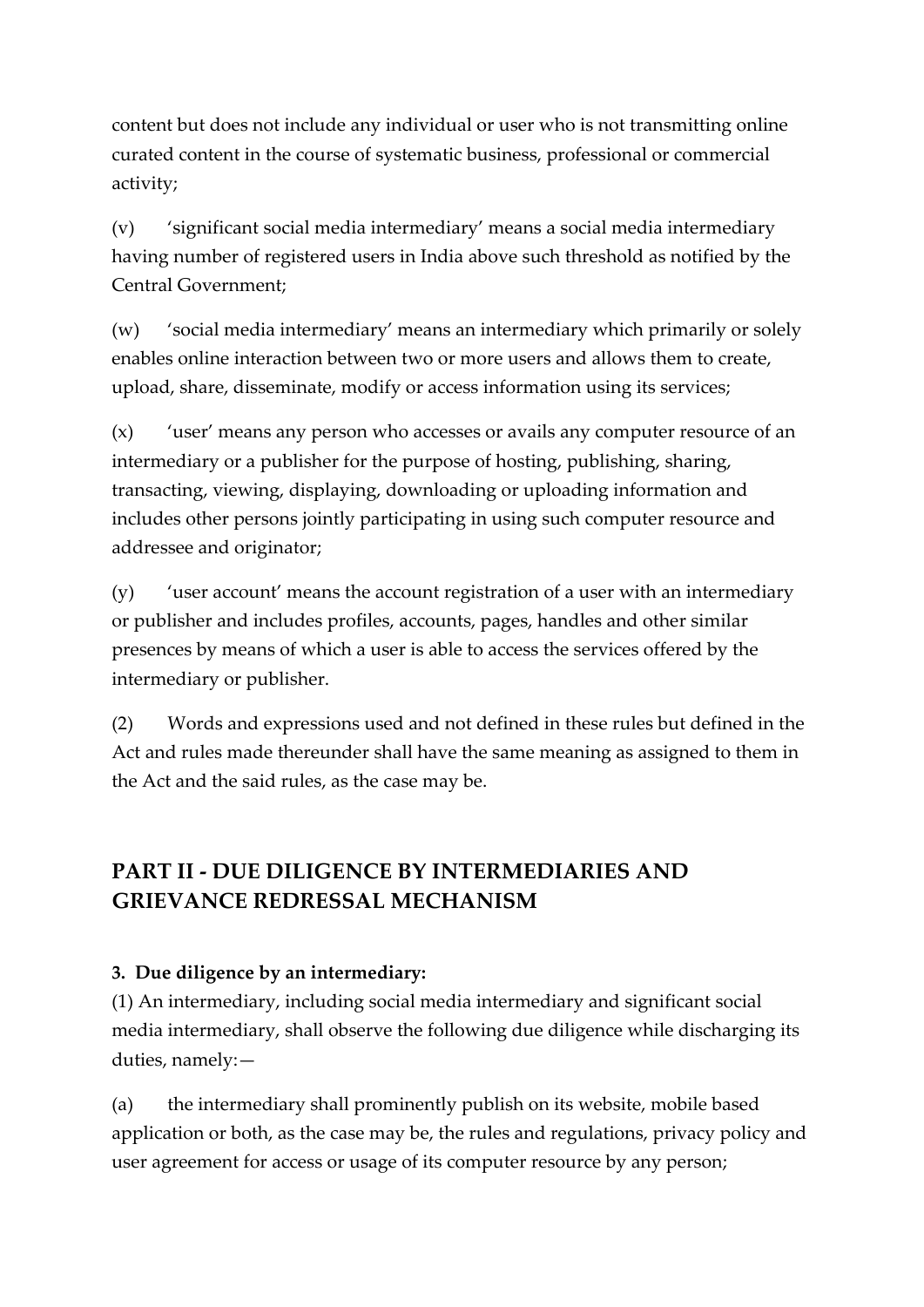content but does not include any individual or user who is not transmitting online curated content in the course of systematic business, professional or commercial activity;

(v) 'significant social media intermediary' means a social media intermediary having number of registered users in India above such threshold as notified by the Central Government;

(w) 'social media intermediary' means an intermediary which primarily or solely enables online interaction between two or more users and allows them to create, upload, share, disseminate, modify or access information using its services;

(x) 'user' means any person who accesses or avails any computer resource of an intermediary or a publisher for the purpose of hosting, publishing, sharing, transacting, viewing, displaying, downloading or uploading information and includes other persons jointly participating in using such computer resource and addressee and originator;

(y) 'user account' means the account registration of a user with an intermediary or publisher and includes profiles, accounts, pages, handles and other similar presences by means of which a user is able to access the services offered by the intermediary or publisher.

(2) Words and expressions used and not defined in these rules but defined in the Act and rules made thereunder shall have the same meaning as assigned to them in the Act and the said rules, as the case may be.

## PART II - DUE DILIGENCE BY INTERMEDIARIES AND GRIEVANCE REDRESSAL MECHANISM

**3. Due diligence by an intermediary:**

(1) An intermediary, including social media intermediary and significant social media intermediary, shall observe the following due diligence while discharging its duties, namely:—

(a) the intermediary shall prominently publish on its website, mobile based application or both, as the case may be, the rules and regulations, privacy policy and user agreement for access or usage of its computer resource by any person;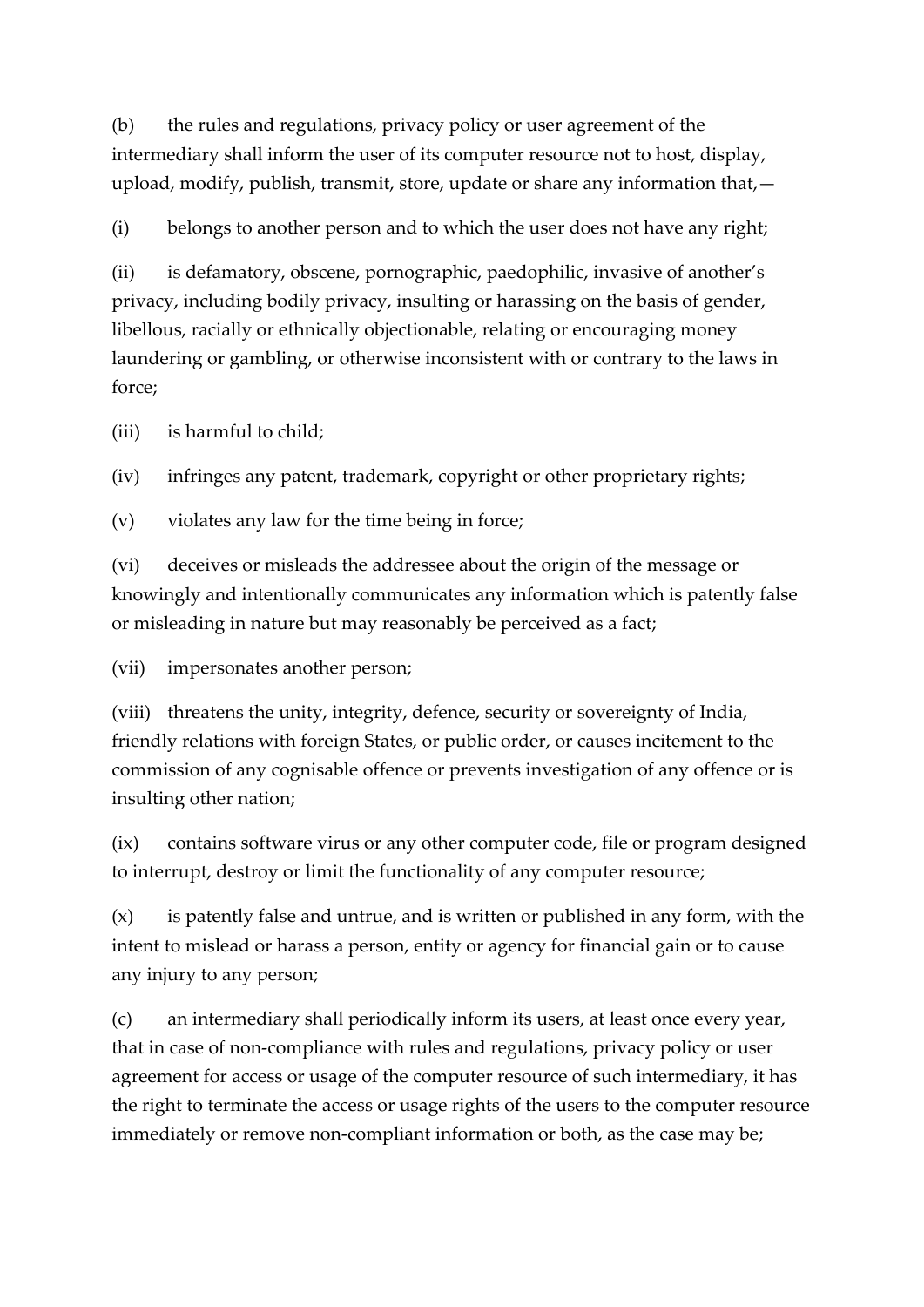(b) the rules and regulations, privacy policy or user agreement of the intermediary shall inform the user of its computer resource not to host, display, upload, modify, publish, transmit, store, update or share any information that,—

(i) belongs to another person and to which the user does not have any right;

(ii) is defamatory, obscene, pornographic, paedophilic, invasive of another's privacy, including bodily privacy, insulting or harassing on the basis of gender, libellous, racially or ethnically objectionable, relating or encouraging money laundering or gambling, or otherwise inconsistent with or contrary to the laws in force;

(iii) is harmful to child;

(iv) infringes any patent, trademark, copyright or other proprietary rights;

(v) violates any law for the time being in force;

(vi) deceives or misleads the addressee about the origin of the message or knowingly and intentionally communicates any information which is patently false or misleading in nature but may reasonably be perceived as a fact;

(vii) impersonates another person;

(viii) threatens the unity, integrity, defence, security or sovereignty of India, friendly relations with foreign States, or public order, or causes incitement to the commission of any cognisable offence or prevents investigation of any offence or is insulting other nation;

(ix) contains software virus or any other computer code, file or program designed to interrupt, destroy or limit the functionality of any computer resource;

(x) is patently false and untrue, and is written or published in any form, with the intent to mislead or harass a person, entity or agency for financial gain or to cause any injury to any person;

(c) an intermediary shall periodically inform its users, at least once every year, that in case of non-compliance with rules and regulations, privacy policy or user agreement for access or usage of the computer resource of such intermediary, it has the right to terminate the access or usage rights of the users to the computer resource immediately or remove non-compliant information or both, as the case may be;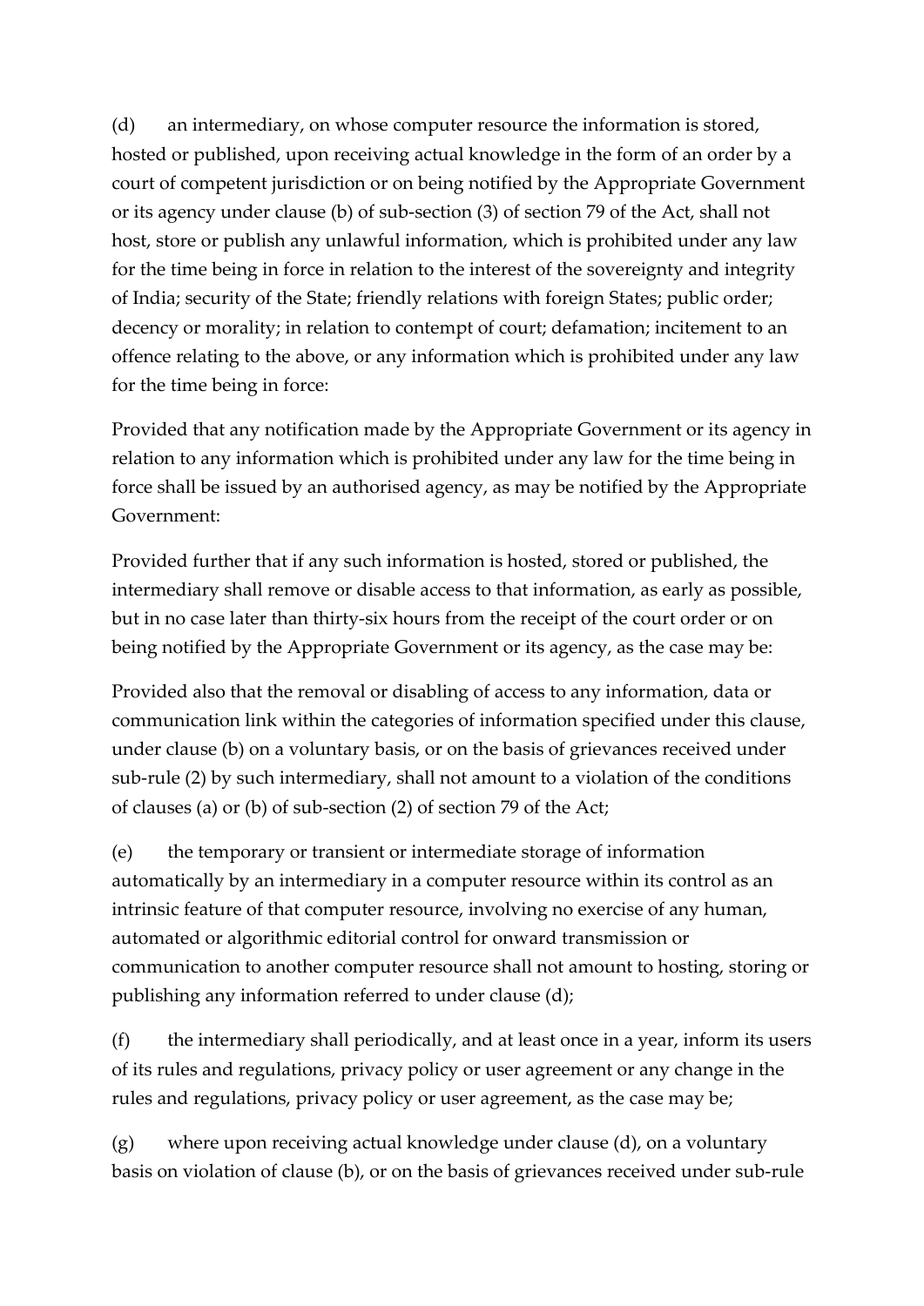(d) an intermediary, on whose computer resource the information is stored, hosted or published, upon receiving actual knowledge in the form of an order by a court of competent jurisdiction or on being notified by the Appropriate Government or its agency under clause (b) of sub-section (3) of section 79 of the Act, shall not host, store or publish any unlawful information, which is prohibited under any law for the time being in force in relation to the interest of the sovereignty and integrity of India; security of the State; friendly relations with foreign States; public order; decency or morality; in relation to contempt of court; defamation; incitement to an offence relating to the above, or any information which is prohibited under any law for the time being in force:

Provided that any notification made by the Appropriate Government or its agency in relation to any information which is prohibited under any law for the time being in force shall be issued by an authorised agency, as may be notified by the Appropriate Government:

Provided further that if any such information is hosted, stored or published, the intermediary shall remove or disable access to that information, as early as possible, but in no case later than thirty-six hours from the receipt of the court order or on being notified by the Appropriate Government or its agency, as the case may be:

Provided also that the removal or disabling of access to any information, data or communication link within the categories of information specified under this clause, under clause (b) on a voluntary basis, or on the basis of grievances received under sub-rule (2) by such intermediary, shall not amount to a violation of the conditions of clauses (a) or (b) of sub-section (2) of section 79 of the Act;

(e) the temporary or transient or intermediate storage of information automatically by an intermediary in a computer resource within its control as an intrinsic feature of that computer resource, involving no exercise of any human, automated or algorithmic editorial control for onward transmission or communication to another computer resource shall not amount to hosting, storing or publishing any information referred to under clause (d);

(f) the intermediary shall periodically, and at least once in a year, inform its users of its rules and regulations, privacy policy or user agreement or any change in the rules and regulations, privacy policy or user agreement, as the case may be;

(g) where upon receiving actual knowledge under clause (d), on a voluntary basis on violation of clause (b), or on the basis of grievances received under sub-rule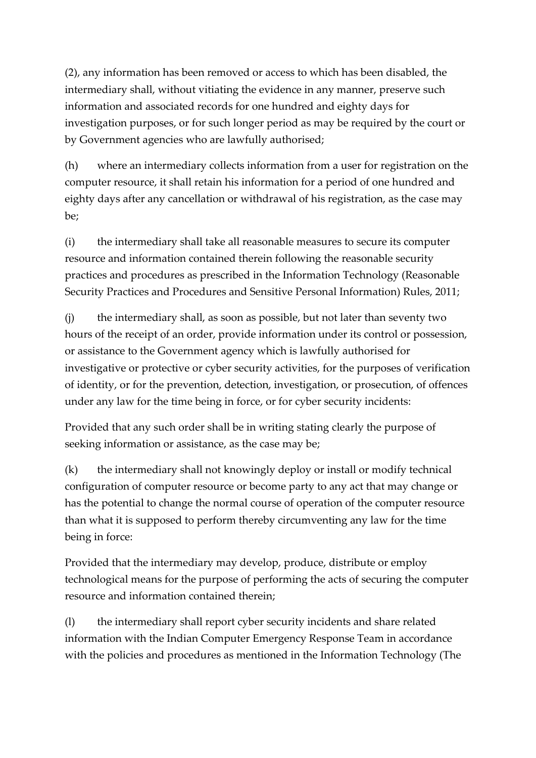(2), any information has been removed or access to which has been disabled, the intermediary shall, without vitiating the evidence in any manner, preserve such information and associated records for one hundred and eighty days for investigation purposes, or for such longer period as may be required by the court or by Government agencies who are lawfully authorised;

(h) where an intermediary collects information from a user for registration on the computer resource, it shall retain his information for a period of one hundred and eighty days after any cancellation or withdrawal of his registration, as the case may be;

(i) the intermediary shall take all reasonable measures to secure its computer resource and information contained therein following the reasonable security practices and procedures as prescribed in the Information Technology (Reasonable Security Practices and Procedures and Sensitive Personal Information) Rules, 2011;

(j) the intermediary shall, as soon as possible, but not later than seventy two hours of the receipt of an order, provide information under its control or possession, or assistance to the Government agency which is lawfully authorised for investigative or protective or cyber security activities, for the purposes of verification of identity, or for the prevention, detection, investigation, or prosecution, of offences under any law for the time being in force, or for cyber security incidents:

Provided that any such order shall be in writing stating clearly the purpose of seeking information or assistance, as the case may be;

(k) the intermediary shall not knowingly deploy or install or modify technical configuration of computer resource or become party to any act that may change or has the potential to change the normal course of operation of the computer resource than what it is supposed to perform thereby circumventing any law for the time being in force:

Provided that the intermediary may develop, produce, distribute or employ technological means for the purpose of performing the acts of securing the computer resource and information contained therein;

(l) the intermediary shall report cyber security incidents and share related information with the Indian Computer Emergency Response Team in accordance with the policies and procedures as mentioned in the Information Technology (The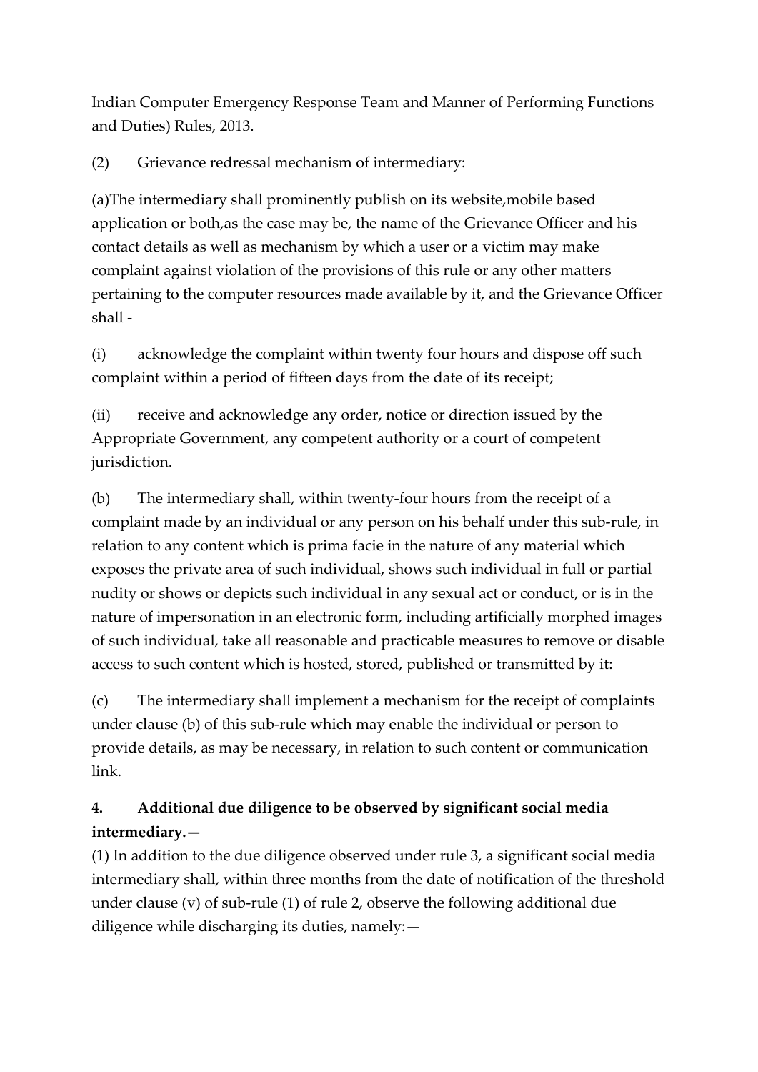Indian Computer Emergency Response Team and Manner of Performing Functions and Duties) Rules, 2013.

(2) Grievance redressal mechanism of intermediary:

(a)The intermediary shall prominently publish on its website,mobile based application or both,as the case may be, the name of the Grievance Officer and his contact details as well as mechanism by which a user or a victim may make complaint against violation of the provisions of this rule or any other matters pertaining to the computer resources made available by it, and the Grievance Officer shall -

(i) acknowledge the complaint within twenty four hours and dispose off such complaint within a period of fifteen days from the date of its receipt;

(ii) receive and acknowledge any order, notice or direction issued by the Appropriate Government, any competent authority or a court of competent jurisdiction.

(b) The intermediary shall, within twenty-four hours from the receipt of a complaint made by an individual or any person on his behalf under this sub-rule, in relation to any content which is prima facie in the nature of any material which exposes the private area of such individual, shows such individual in full or partial nudity or shows or depicts such individual in any sexual act or conduct, or is in the nature of impersonation in an electronic form, including artificially morphed images of such individual, take all reasonable and practicable measures to remove or disable access to such content which is hosted, stored, published or transmitted by it:

(c) The intermediary shall implement a mechanism for the receipt of complaints under clause (b) of this sub-rule which may enable the individual or person to provide details, as may be necessary, in relation to such content or communication link.

**4. Additional due diligence to be observed by significant social media intermediary.—**

(1) In addition to the due diligence observed under rule 3, a significant social media intermediary shall, within three months from the date of notification of the threshold under clause (v) of sub-rule (1) of rule 2, observe the following additional due diligence while discharging its duties, namely:—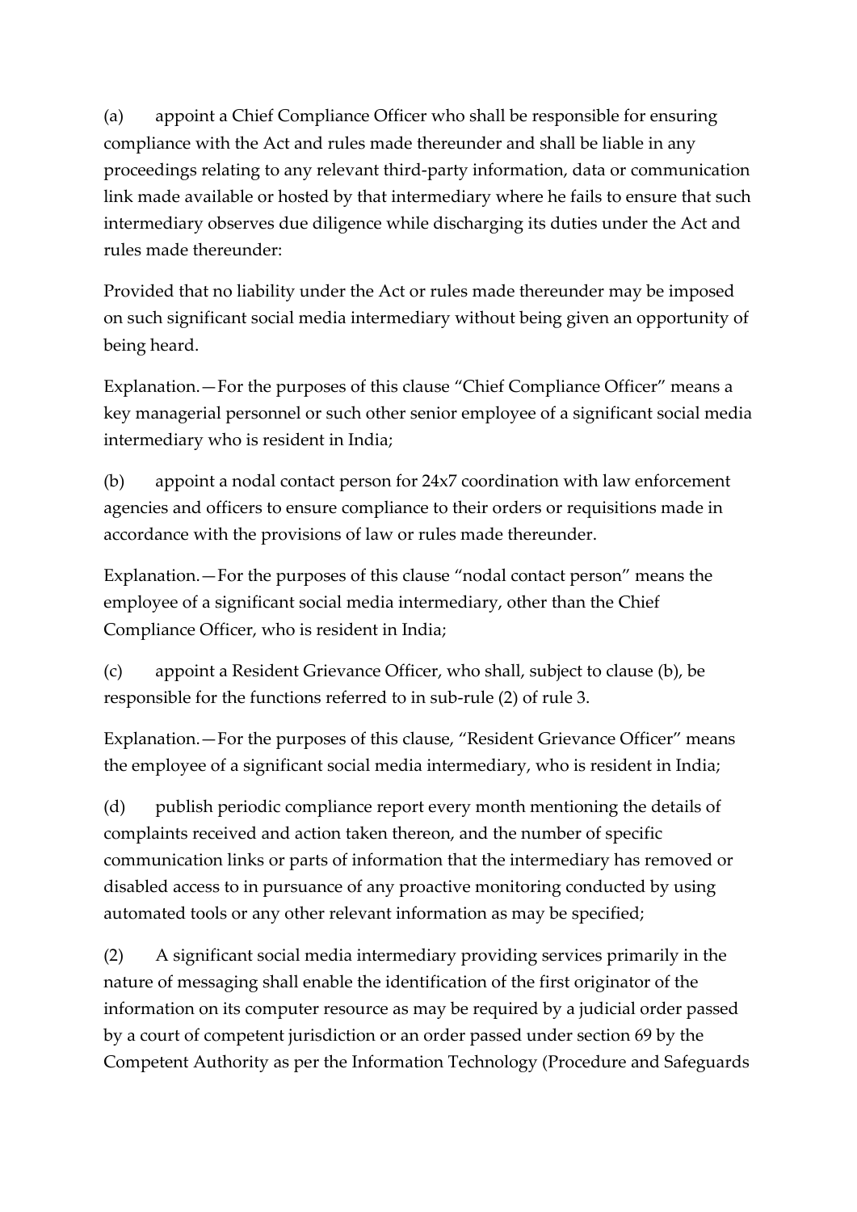(a) appoint a Chief Compliance Officer who shall be responsible for ensuring compliance with the Act and rules made thereunder and shall be liable in any proceedings relating to any relevant third-party information, data or communication link made available or hosted by that intermediary where he fails to ensure that such intermediary observes due diligence while discharging its duties under the Act and rules made thereunder:

Provided that no liability under the Act or rules made thereunder may be imposed on such significant social media intermediary without being given an opportunity of being heard.

Explanation.—For the purposes of this clause "Chief Compliance Officer" means a key managerial personnel or such other senior employee of a significant social media intermediary who is resident in India;

(b) appoint a nodal contact person for 24x7 coordination with law enforcement agencies and officers to ensure compliance to their orders or requisitions made in accordance with the provisions of law or rules made thereunder.

Explanation.—For the purposes of this clause "nodal contact person" means the employee of a significant social media intermediary, other than the Chief Compliance Officer, who is resident in India;

(c) appoint a Resident Grievance Officer, who shall, subject to clause (b), be responsible for the functions referred to in sub-rule (2) of rule 3.

Explanation.—For the purposes of this clause, "Resident Grievance Officer" means the employee of a significant social media intermediary, who is resident in India;

(d) publish periodic compliance report every month mentioning the details of complaints received and action taken thereon, and the number of specific communication links or parts of information that the intermediary has removed or disabled access to in pursuance of any proactive monitoring conducted by using automated tools or any other relevant information as may be specified;

(2) A significant social media intermediary providing services primarily in the nature of messaging shall enable the identification of the first originator of the information on its computer resource as may be required by a judicial order passed by a court of competent jurisdiction or an order passed under section 69 by the Competent Authority as per the Information Technology (Procedure and Safeguards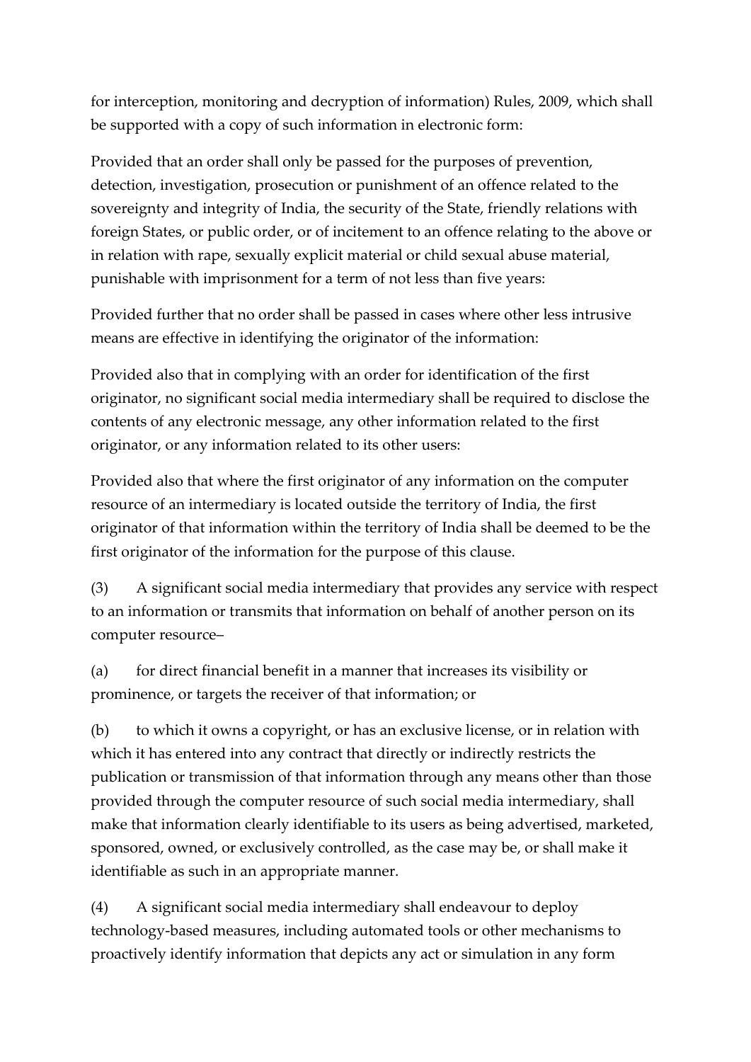for interception, monitoring and decryption of information) Rules, 2009, which shall be supported with a copy of such information in electronic form:

Provided that an order shall only be passed for the purposes of prevention, detection, investigation, prosecution or punishment of an offence related to the sovereignty and integrity of India, the security of the State, friendly relations with foreign States, or public order, or of incitement to an offence relating to the above or in relation with rape, sexually explicit material or child sexual abuse material, punishable with imprisonment for a term of not less than five years:

Provided further that no order shall be passed in cases where other less intrusive means are effective in identifying the originator of the information:

Provided also that in complying with an order for identification of the first originator, no significant social media intermediary shall be required to disclose the contents of any electronic message, any other information related to the first originator, or any information related to its other users:

Provided also that where the first originator of any information on the computer resource of an intermediary is located outside the territory of India, the first originator of that information within the territory of India shall be deemed to be the first originator of the information for the purpose of this clause.

(3) A significant social media intermediary that provides any service with respect to an information or transmits that information on behalf of another person on its computer resource–

(a) for direct financial benefit in a manner that increases its visibility or prominence, or targets the receiver of that information; or

(b) to which it owns a copyright, or has an exclusive license, or in relation with which it has entered into any contract that directly or indirectly restricts the publication or transmission of that information through any means other than those provided through the computer resource of such social media intermediary, shall make that information clearly identifiable to its users as being advertised, marketed, sponsored, owned, or exclusively controlled, as the case may be, or shall make it identifiable as such in an appropriate manner.

(4) A significant social media intermediary shall endeavour to deploy technology-based measures, including automated tools or other mechanisms to proactively identify information that depicts any act or simulation in any form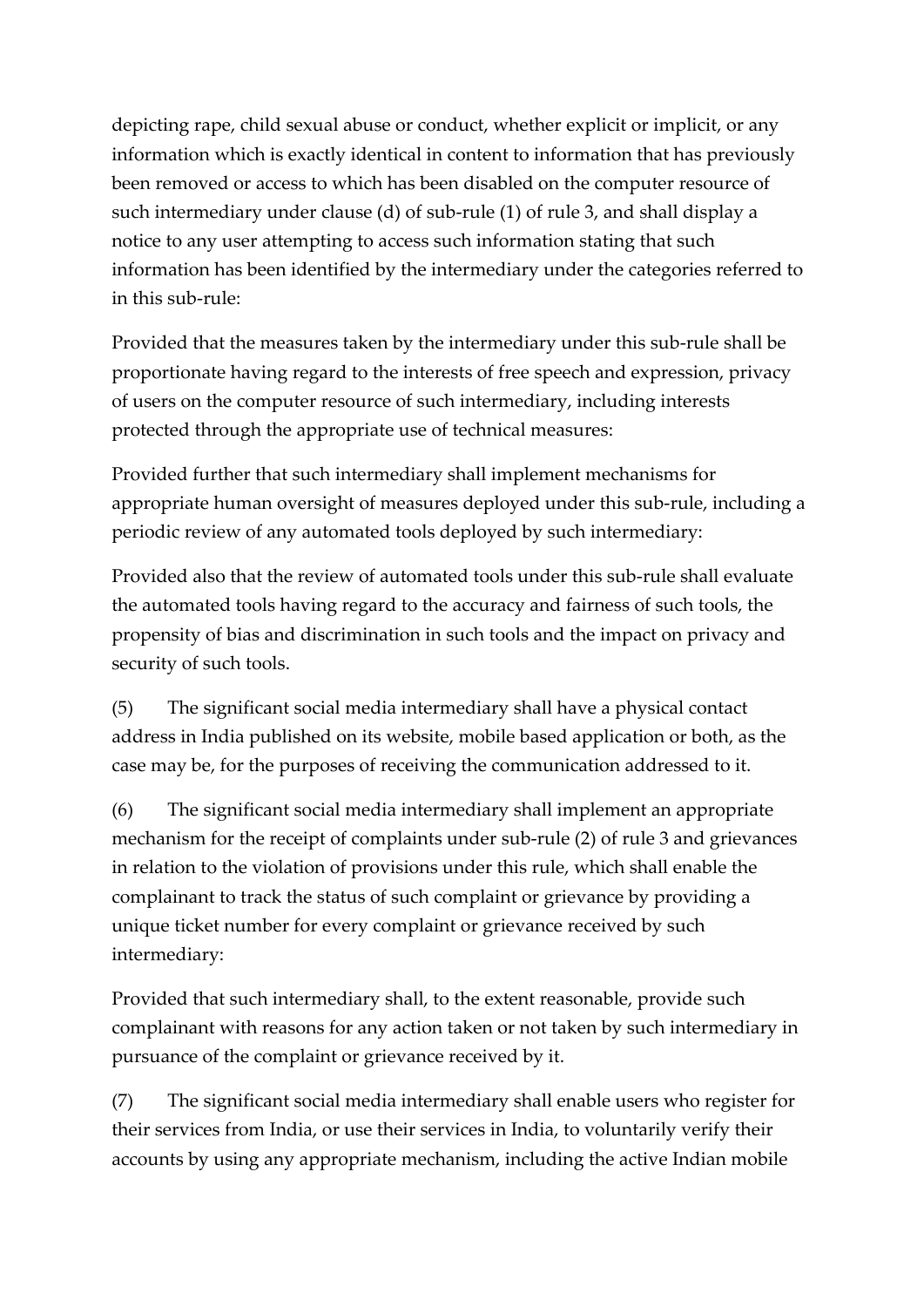depicting rape, child sexual abuse or conduct, whether explicit or implicit, or any information which is exactly identical in content to information that has previously been removed or access to which has been disabled on the computer resource of such intermediary under clause (d) of sub-rule (1) of rule 3, and shall display a notice to any user attempting to access such information stating that such information has been identified by the intermediary under the categories referred to in this sub-rule:

Provided that the measures taken by the intermediary under this sub-rule shall be proportionate having regard to the interests of free speech and expression, privacy of users on the computer resource of such intermediary, including interests protected through the appropriate use of technical measures:

Provided further that such intermediary shall implement mechanisms for appropriate human oversight of measures deployed under this sub-rule, including a periodic review of any automated tools deployed by such intermediary:

Provided also that the review of automated tools under this sub-rule shall evaluate the automated tools having regard to the accuracy and fairness of such tools, the propensity of bias and discrimination in such tools and the impact on privacy and security of such tools.

(5) The significant social media intermediary shall have a physical contact address in India published on its website, mobile based application or both, as the case may be, for the purposes of receiving the communication addressed to it.

(6) The significant social media intermediary shall implement an appropriate mechanism for the receipt of complaints under sub-rule (2) of rule 3 and grievances in relation to the violation of provisions under this rule, which shall enable the complainant to track the status of such complaint or grievance by providing a unique ticket number for every complaint or grievance received by such intermediary:

Provided that such intermediary shall, to the extent reasonable, provide such complainant with reasons for any action taken or not taken by such intermediary in pursuance of the complaint or grievance received by it.

(7) The significant social media intermediary shall enable users who register for their services from India, or use their services in India, to voluntarily verify their accounts by using any appropriate mechanism, including the active Indian mobile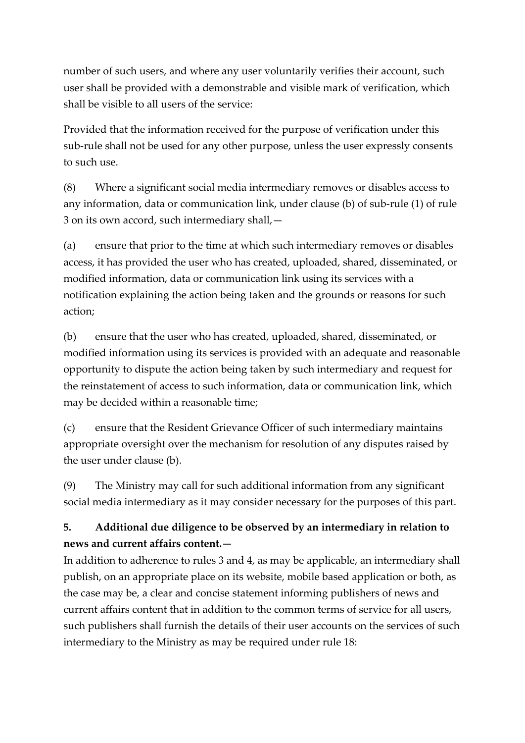number of such users, and where any user voluntarily verifies their account, such user shall be provided with a demonstrable and visible mark of verification, which shall be visible to all users of the service:

Provided that the information received for the purpose of verification under this sub-rule shall not be used for any other purpose, unless the user expressly consents to such use.

(8) Where a significant social media intermediary removes or disables access to any information, data or communication link, under clause (b) of sub-rule (1) of rule 3 on its own accord, such intermediary shall,—

(a) ensure that prior to the time at which such intermediary removes or disables access, it has provided the user who has created, uploaded, shared, disseminated, or modified information, data or communication link using its services with a notification explaining the action being taken and the grounds or reasons for such action;

(b) ensure that the user who has created, uploaded, shared, disseminated, or modified information using its services is provided with an adequate and reasonable opportunity to dispute the action being taken by such intermediary and request for the reinstatement of access to such information, data or communication link, which may be decided within a reasonable time;

(c) ensure that the Resident Grievance Officer of such intermediary maintains appropriate oversight over the mechanism for resolution of any disputes raised by the user under clause (b).

(9) The Ministry may call for such additional information from any significant social media intermediary as it may consider necessary for the purposes of this part.

**5. Additional due diligence to be observed by an intermediary in relation to news and current affairs content.—**

In addition to adherence to rules 3 and 4, as may be applicable, an intermediary shall publish, on an appropriate place on its website, mobile based application or both, as the case may be, a clear and concise statement informing publishers of news and current affairs content that in addition to the common terms of service for all users, such publishers shall furnish the details of their user accounts on the services of such intermediary to the Ministry as may be required under rule 18: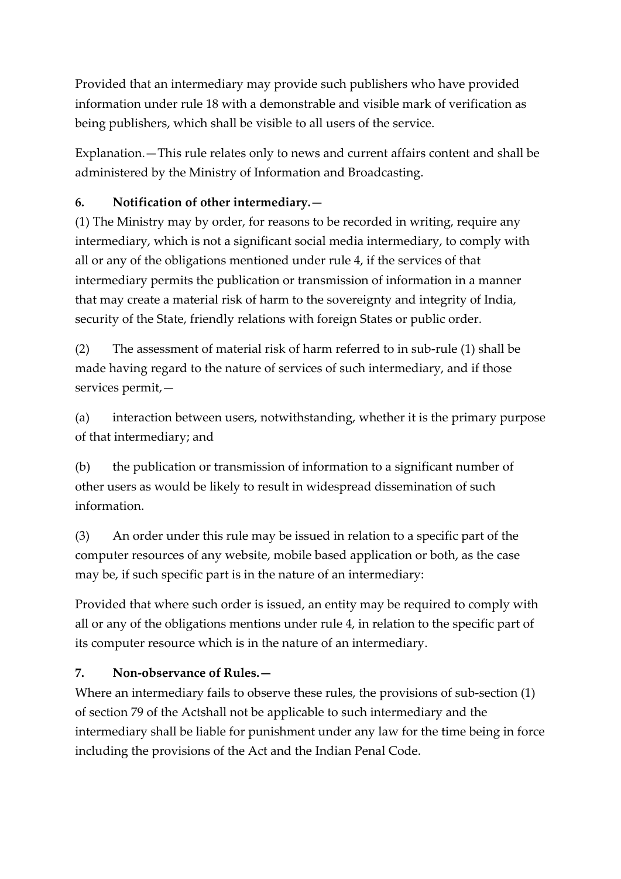Provided that an intermediary may provide such publishers who have provided information under rule 18 with a demonstrable and visible mark of verification as being publishers, which shall be visible to all users of the service.

Explanation.—This rule relates only to news and current affairs content and shall be administered by the Ministry of Information and Broadcasting.

**6. Notification of other intermediary.—**

(1) The Ministry may by order, for reasons to be recorded in writing, require any intermediary, which is not a significant social media intermediary, to comply with all or any of the obligations mentioned under rule 4, if the services of that intermediary permits the publication or transmission of information in a manner that may create a material risk of harm to the sovereignty and integrity of India, security of the State, friendly relations with foreign States or public order.

(2) The assessment of material risk of harm referred to in sub-rule (1) shall be made having regard to the nature of services of such intermediary, and if those services permit,—

(a) interaction between users, notwithstanding, whether it is the primary purpose of that intermediary; and

(b) the publication or transmission of information to a significant number of other users as would be likely to result in widespread dissemination of such information.

(3) An order under this rule may be issued in relation to a specific part of the computer resources of any website, mobile based application or both, as the case may be, if such specific part is in the nature of an intermediary:

Provided that where such order is issued, an entity may be required to comply with all or any of the obligations mentions under rule 4, in relation to the specific part of its computer resource which is in the nature of an intermediary.

**7. Non-observance of Rules.—**

Where an intermediary fails to observe these rules, the provisions of sub-section (1) of section 79 of the Actshall not be applicable to such intermediary and the intermediary shall be liable for punishment under any law for the time being in force including the provisions of the Act and the Indian Penal Code.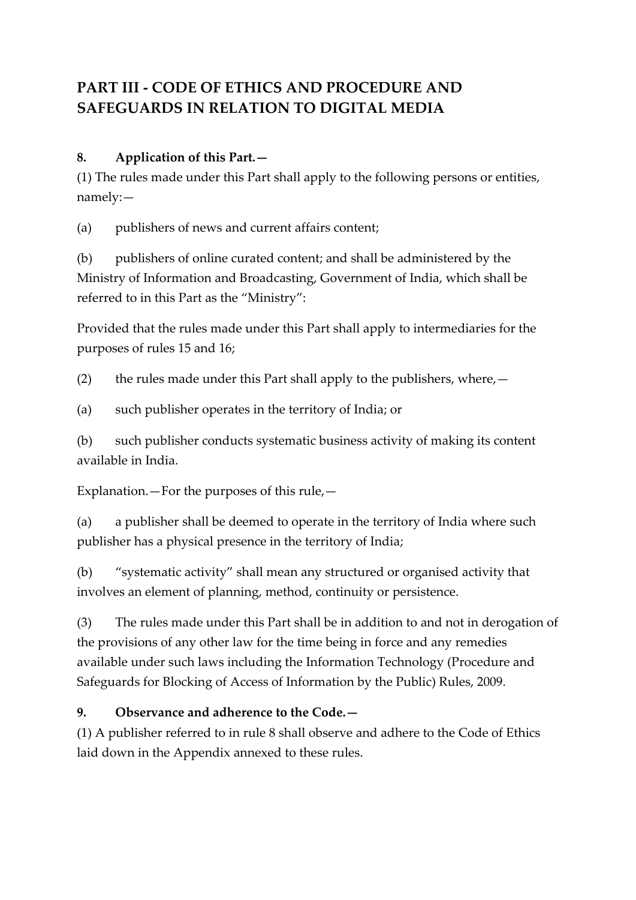## PART III - CODE OF ETHICS AND PROCEDURE AND SAFEGUARDS IN RELATION TO DIGITAL MEDIA

**8. Application of this Part.—**

(1) The rules made under this Part shall apply to the following persons or entities, namely:—

(a) publishers of news and current affairs content;

(b) publishers of online curated content; and shall be administered by the Ministry of Information and Broadcasting, Government of India, which shall be referred to in this Part as the "Ministry":

Provided that the rules made under this Part shall apply to intermediaries for the purposes of rules 15 and 16;

(2) the rules made under this Part shall apply to the publishers, where,—

(a) such publisher operates in the territory of India; or

(b) such publisher conducts systematic business activity of making its content available in India.

Explanation.—For the purposes of this rule,—

(a) a publisher shall be deemed to operate in the territory of India where such publisher has a physical presence in the territory of India;

(b) "systematic activity" shall mean any structured or organised activity that involves an element of planning, method, continuity or persistence.

(3) The rules made under this Part shall be in addition to and not in derogation of the provisions of any other law for the time being in force and any remedies available under such laws including the Information Technology (Procedure and Safeguards for Blocking of Access of Information by the Public) Rules, 2009.

**9. Observance and adherence to the Code.—**

(1) A publisher referred to in rule 8 shall observe and adhere to the Code of Ethics laid down in the Appendix annexed to these rules.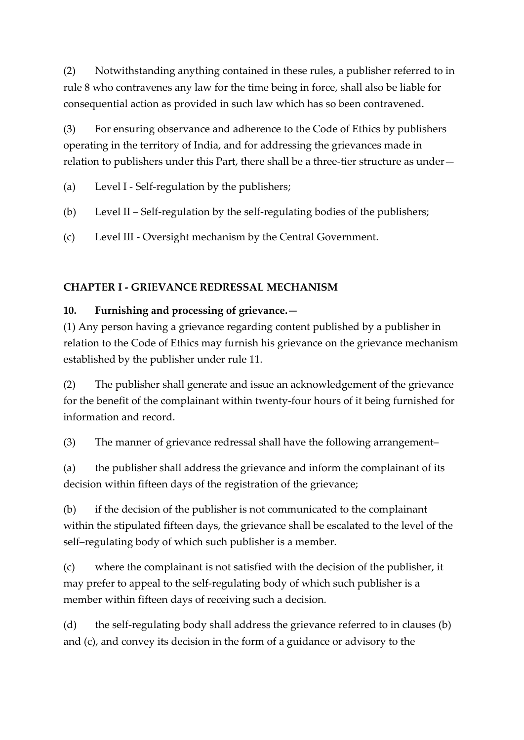(2) Notwithstanding anything contained in these rules, a publisher referred to in rule 8 who contravenes any law for the time being in force, shall also be liable for consequential action as provided in such law which has so been contravened.

(3) For ensuring observance and adherence to the Code of Ethics by publishers operating in the territory of India, and for addressing the grievances made in relation to publishers under this Part, there shall be a three-tier structure as under—

(a) Level I - Self-regulation by the publishers;

(b) Level II – Self-regulation by the self-regulating bodies of the publishers;

(c) Level III - Oversight mechanism by the Central Government.

## CHAPTER I - GRIEVANCE REDRESSAL MECHANISM

**10. Furnishing and processing of grievance.—**

(1) Any person having a grievance regarding content published by a publisher in relation to the Code of Ethics may furnish his grievance on the grievance mechanism established by the publisher under rule 11.

(2) The publisher shall generate and issue an acknowledgement of the grievance for the benefit of the complainant within twenty-four hours of it being furnished for information and record.

(3) The manner of grievance redressal shall have the following arrangement–

(a) the publisher shall address the grievance and inform the complainant of its decision within fifteen days of the registration of the grievance;

(b) if the decision of the publisher is not communicated to the complainant within the stipulated fifteen days, the grievance shall be escalated to the level of the self–regulating body of which such publisher is a member.

(c) where the complainant is not satisfied with the decision of the publisher, it may prefer to appeal to the self-regulating body of which such publisher is a member within fifteen days of receiving such a decision.

(d) the self-regulating body shall address the grievance referred to in clauses (b) and (c), and convey its decision in the form of a guidance or advisory to the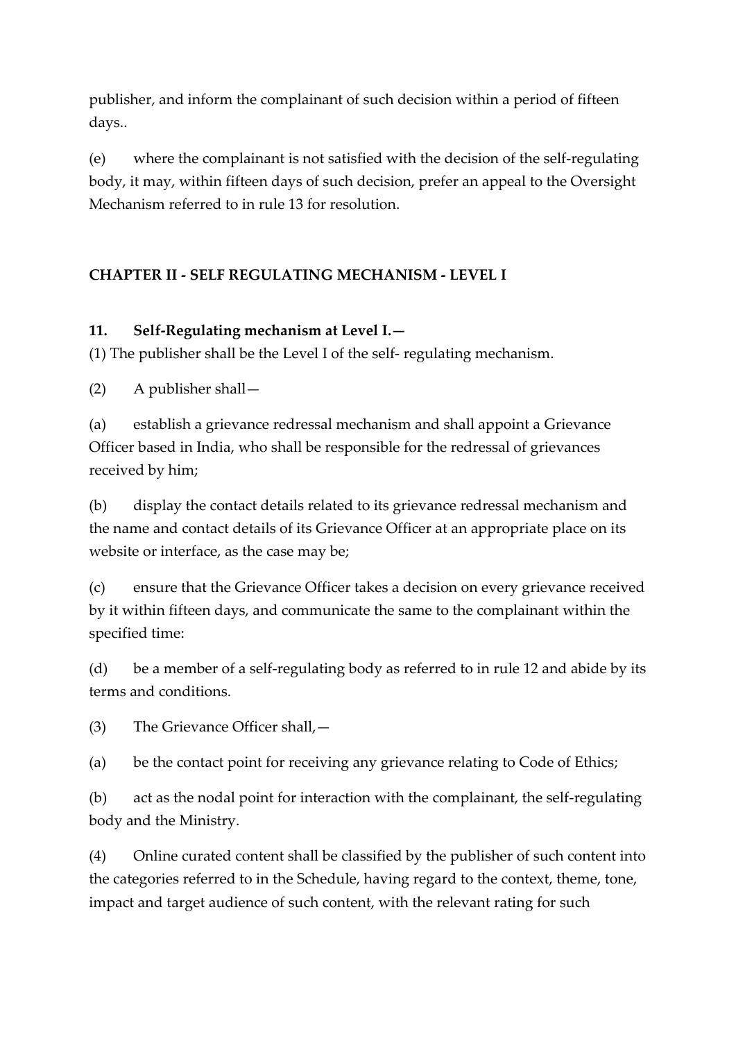publisher, and inform the complainant of such decision within a period of fifteen days..

(e) where the complainant is not satisfied with the decision of the self-regulating body, it may, within fifteen days of such decision, prefer an appeal to the Oversight Mechanism referred to in rule 13 for resolution.

## CHAPTER II - SELF REGULATING MECHANISM - LEVEL I

**11. Self-Regulating mechanism at Level I.—**

(1) The publisher shall be the Level I of the self- regulating mechanism.

(2) A publisher shall—

(a) establish a grievance redressal mechanism and shall appoint a Grievance Officer based in India, who shall be responsible for the redressal of grievances received by him;

(b) display the contact details related to its grievance redressal mechanism and the name and contact details of its Grievance Officer at an appropriate place on its website or interface, as the case may be;

(c) ensure that the Grievance Officer takes a decision on every grievance received by it within fifteen days, and communicate the same to the complainant within the specified time:

(d) be a member of a self-regulating body as referred to in rule 12 and abide by its terms and conditions.

(3) The Grievance Officer shall,—

(a) be the contact point for receiving any grievance relating to Code of Ethics;

(b) act as the nodal point for interaction with the complainant, the self-regulating body and the Ministry.

(4) Online curated content shall be classified by the publisher of such content into the categories referred to in the Schedule, having regard to the context, theme, tone, impact and target audience of such content, with the relevant rating for such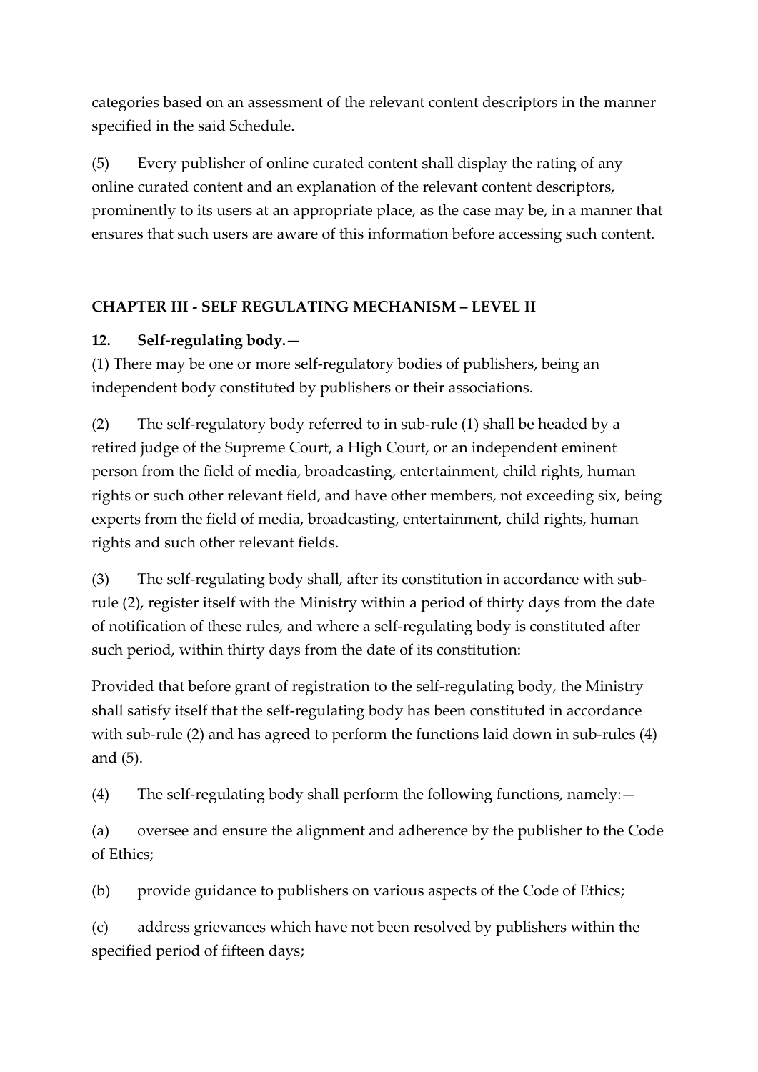categories based on an assessment of the relevant content descriptors in the manner specified in the said Schedule.

(5) Every publisher of online curated content shall display the rating of any online curated content and an explanation of the relevant content descriptors, prominently to its users at an appropriate place, as the case may be, in a manner that ensures that such users are aware of this information before accessing such content.

## CHAPTER III - SELF REGULATING MECHANISM – LEVEL II

### 12. Self-regulating body.—

(1) There may be one or more self-regulatory bodies of publishers, being an independent body constituted by publishers or their associations.

(2) The self-regulatory body referred to in sub-rule (1) shall be headed by a retired judge of the Supreme Court, a High Court, or an independent eminent person from the field of media, broadcasting, entertainment, child rights, human rights or such other relevant field, and have other members, not exceeding six, being experts from the field of media, broadcasting, entertainment, child rights, human rights and such other relevant fields.

(3) The self-regulating body shall, after its constitution in accordance with sub-rule (2), register itself with the Ministry within a period of thirty days from the date of notification of these rules, and where a self-regulating body is constituted after such period, within thirty days from the date of its constitution:

Provided that before grant of registration to the self-regulating body, the Ministry shall satisfy itself that the self-regulating body has been constituted in accordance with sub-rule (2) and has agreed to perform the functions laid down in sub-rules (4) and (5).

(4) The self-regulating body shall perform the following functions, namely:—

(a) oversee and ensure the alignment and adherence by the publisher to the Code of Ethics;

(b) provide guidance to publishers on various aspects of the Code of Ethics;

(c) address grievances which have not been resolved by publishers within the specified period of fifteen days;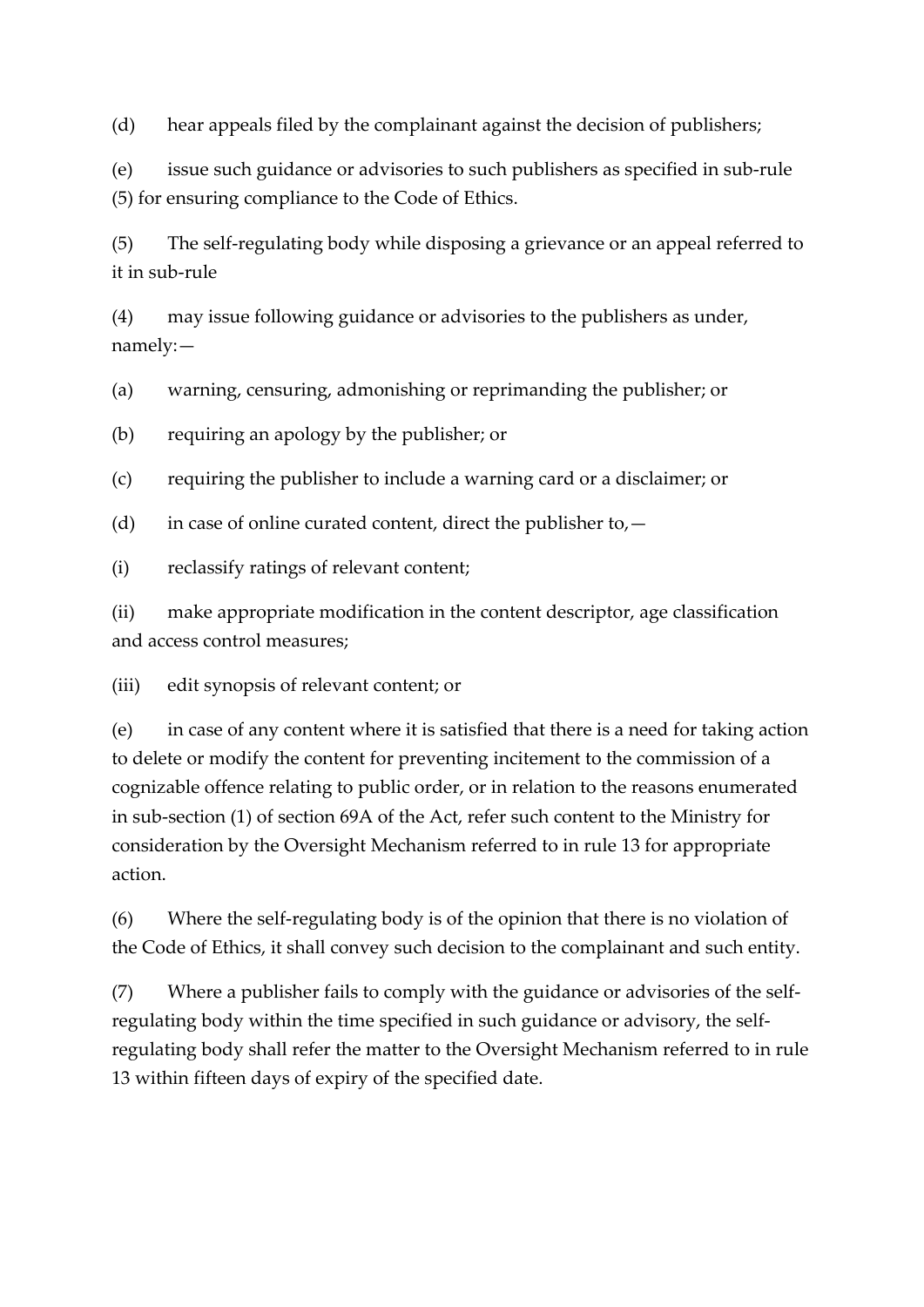(d) hear appeals filed by the complainant against the decision of publishers;

(e) issue such guidance or advisories to such publishers as specified in sub-rule (5) for ensuring compliance to the Code of Ethics.

(5) The self-regulating body while disposing a grievance or an appeal referred to it in sub-rule

(4) may issue following guidance or advisories to the publishers as under, namely:—

(a) warning, censuring, admonishing or reprimanding the publisher; or

(b) requiring an apology by the publisher; or

(c) requiring the publisher to include a warning card or a disclaimer; or

(d) in case of online curated content, direct the publisher to,—

(i) reclassify ratings of relevant content;

(ii) make appropriate modification in the content descriptor, age classification and access control measures;

(iii) edit synopsis of relevant content; or

(e) in case of any content where it is satisfied that there is a need for taking action to delete or modify the content for preventing incitement to the commission of a cognizable offence relating to public order, or in relation to the reasons enumerated in sub-section (1) of section 69A of the Act, refer such content to the Ministry for consideration by the Oversight Mechanism referred to in rule 13 for appropriate action.

(6) Where the self-regulating body is of the opinion that there is no violation of the Code of Ethics, it shall convey such decision to the complainant and such entity.

(7) Where a publisher fails to comply with the guidance or advisories of the self-regulating body within the time specified in such guidance or advisory, the self-regulating body shall refer the matter to the Oversight Mechanism referred to in rule 13 within fifteen days of expiry of the specified date.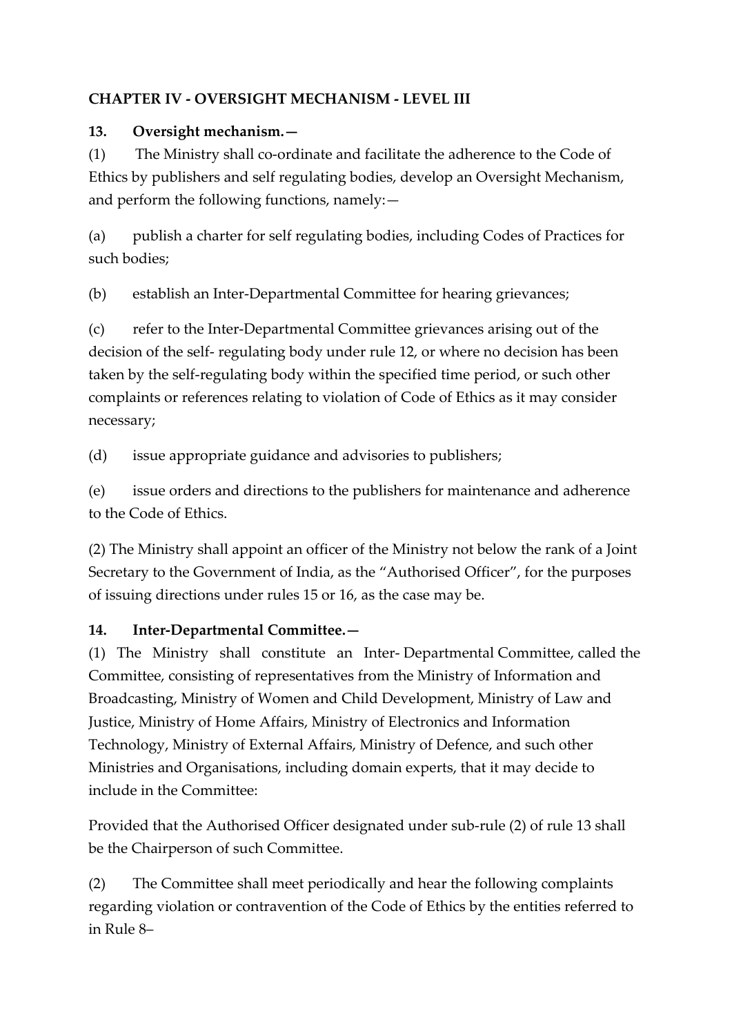**CHAPTER IV - OVERSIGHT MECHANISM - LEVEL III**

**13. Oversight mechanism.—**

(1) The Ministry shall co-ordinate and facilitate the adherence to the Code of Ethics by publishers and self regulating bodies, develop an Oversight Mechanism, and perform the following functions, namely:—

(a) publish a charter for self regulating bodies, including Codes of Practices for such bodies;

(b) establish an Inter-Departmental Committee for hearing grievances;

(c) refer to the Inter-Departmental Committee grievances arising out of the decision of the self- regulating body under rule 12, or where no decision has been taken by the self-regulating body within the specified time period, or such other complaints or references relating to violation of Code of Ethics as it may consider necessary;

(d) issue appropriate guidance and advisories to publishers;

(e) issue orders and directions to the publishers for maintenance and adherence to the Code of Ethics.

(2) The Ministry shall appoint an officer of the Ministry not below the rank of a Joint Secretary to the Government of India, as the "Authorised Officer", for the purposes of issuing directions under rules 15 or 16, as the case may be.

**14. Inter-Departmental Committee.—**

(1) The Ministry shall constitute an Inter- Departmental Committee, called the Committee, consisting of representatives from the Ministry of Information and Broadcasting, Ministry of Women and Child Development, Ministry of Law and Justice, Ministry of Home Affairs, Ministry of Electronics and Information Technology, Ministry of External Affairs, Ministry of Defence, and such other Ministries and Organisations, including domain experts, that it may decide to include in the Committee:

Provided that the Authorised Officer designated under sub-rule (2) of rule 13 shall be the Chairperson of such Committee.

(2) The Committee shall meet periodically and hear the following complaints regarding violation or contravention of the Code of Ethics by the entities referred to in Rule 8–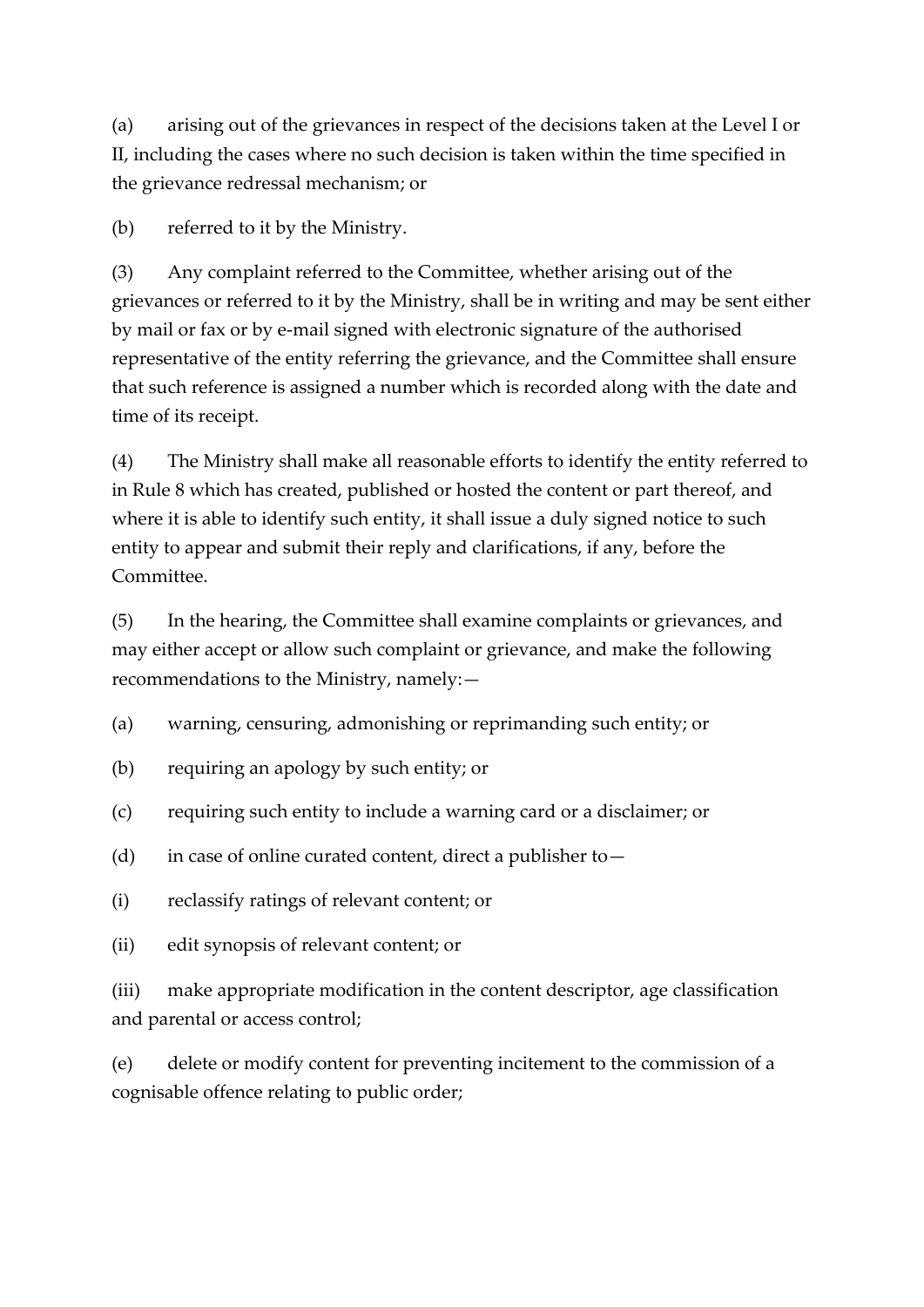(a) arising out of the grievances in respect of the decisions taken at the Level I or II, including the cases where no such decision is taken within the time specified in the grievance redressal mechanism; or

(b) referred to it by the Ministry.

(3) Any complaint referred to the Committee, whether arising out of the grievances or referred to it by the Ministry, shall be in writing and may be sent either by mail or fax or by e-mail signed with electronic signature of the authorised representative of the entity referring the grievance, and the Committee shall ensure that such reference is assigned a number which is recorded along with the date and time of its receipt.

(4) The Ministry shall make all reasonable efforts to identify the entity referred to in Rule 8 which has created, published or hosted the content or part thereof, and where it is able to identify such entity, it shall issue a duly signed notice to such entity to appear and submit their reply and clarifications, if any, before the Committee.

(5) In the hearing, the Committee shall examine complaints or grievances, and may either accept or allow such complaint or grievance, and make the following recommendations to the Ministry, namely:—

(a) warning, censuring, admonishing or reprimanding such entity; or

(b) requiring an apology by such entity; or

(c) requiring such entity to include a warning card or a disclaimer; or

(d) in case of online curated content, direct a publisher to—

(i) reclassify ratings of relevant content; or

(ii) edit synopsis of relevant content; or

(iii) make appropriate modification in the content descriptor, age classification and parental or access control;

(e) delete or modify content for preventing incitement to the commission of a cognisable offence relating to public order;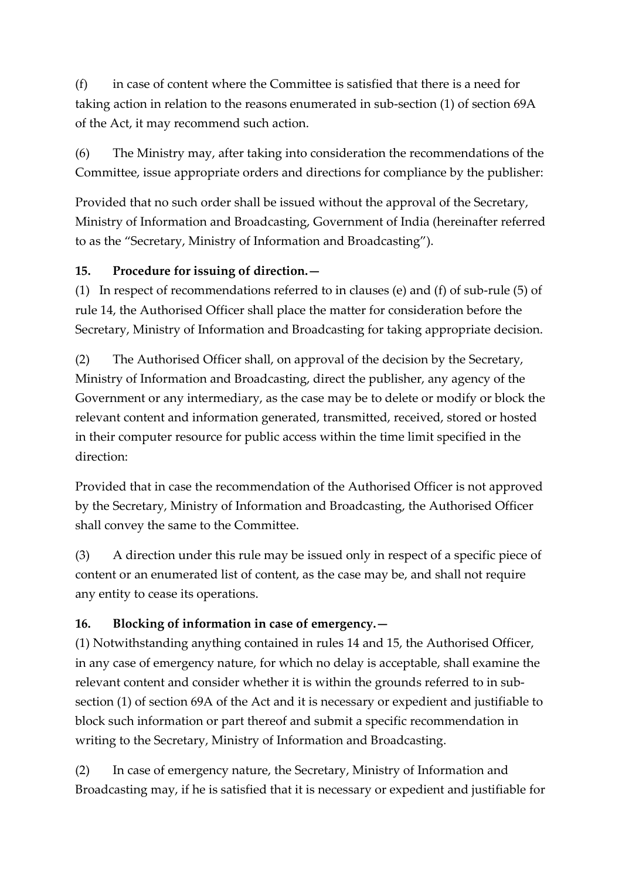(f) in case of content where the Committee is satisfied that there is a need for taking action in relation to the reasons enumerated in sub-section (1) of section 69A of the Act, it may recommend such action.

(6) The Ministry may, after taking into consideration the recommendations of the Committee, issue appropriate orders and directions for compliance by the publisher:

Provided that no such order shall be issued without the approval of the Secretary, Ministry of Information and Broadcasting, Government of India (hereinafter referred to as the "Secretary, Ministry of Information and Broadcasting").

**15. Procedure for issuing of direction.—**

(1) In respect of recommendations referred to in clauses (e) and (f) of sub-rule (5) of rule 14, the Authorised Officer shall place the matter for consideration before the Secretary, Ministry of Information and Broadcasting for taking appropriate decision.

(2) The Authorised Officer shall, on approval of the decision by the Secretary, Ministry of Information and Broadcasting, direct the publisher, any agency of the Government or any intermediary, as the case may be to delete or modify or block the relevant content and information generated, transmitted, received, stored or hosted in their computer resource for public access within the time limit specified in the direction:

Provided that in case the recommendation of the Authorised Officer is not approved by the Secretary, Ministry of Information and Broadcasting, the Authorised Officer shall convey the same to the Committee.

(3) A direction under this rule may be issued only in respect of a specific piece of content or an enumerated list of content, as the case may be, and shall not require any entity to cease its operations.

**16. Blocking of information in case of emergency.—**

(1) Notwithstanding anything contained in rules 14 and 15, the Authorised Officer, in any case of emergency nature, for which no delay is acceptable, shall examine the relevant content and consider whether it is within the grounds referred to in sub-section (1) of section 69A of the Act and it is necessary or expedient and justifiable to block such information or part thereof and submit a specific recommendation in writing to the Secretary, Ministry of Information and Broadcasting.

(2) In case of emergency nature, the Secretary, Ministry of Information and Broadcasting may, if he is satisfied that it is necessary or expedient and justifiable for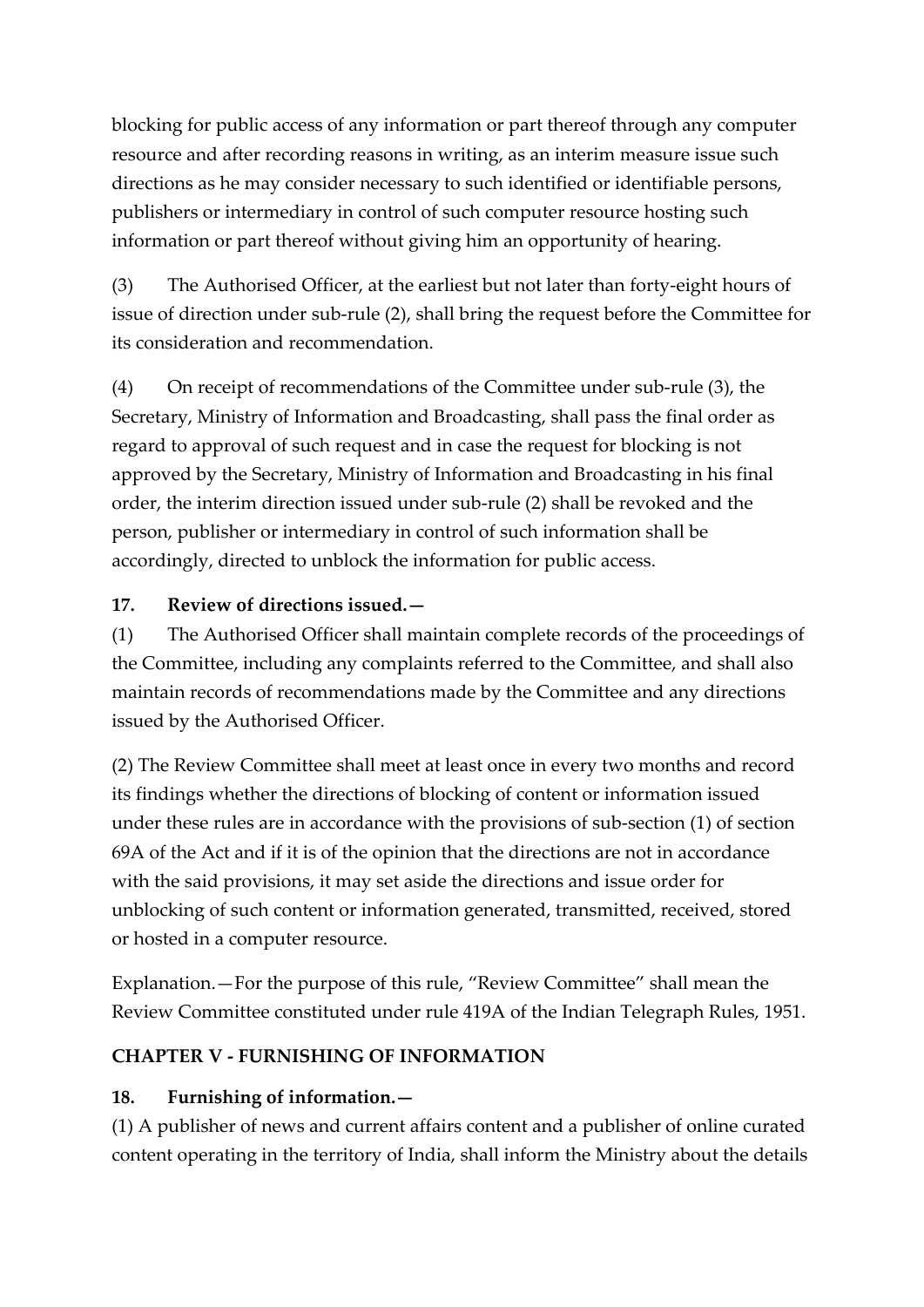blocking for public access of any information or part thereof through any computer resource and after recording reasons in writing, as an interim measure issue such directions as he may consider necessary to such identified or identifiable persons, publishers or intermediary in control of such computer resource hosting such information or part thereof without giving him an opportunity of hearing.

(3) The Authorised Officer, at the earliest but not later than forty-eight hours of issue of direction under sub-rule (2), shall bring the request before the Committee for its consideration and recommendation.

(4) On receipt of recommendations of the Committee under sub-rule (3), the Secretary, Ministry of Information and Broadcasting, shall pass the final order as regard to approval of such request and in case the request for blocking is not approved by the Secretary, Ministry of Information and Broadcasting in his final order, the interim direction issued under sub-rule (2) shall be revoked and the person, publisher or intermediary in control of such information shall be accordingly, directed to unblock the information for public access.

**17. Review of directions issued.—**

(1) The Authorised Officer shall maintain complete records of the proceedings of the Committee, including any complaints referred to the Committee, and shall also maintain records of recommendations made by the Committee and any directions issued by the Authorised Officer.

(2) The Review Committee shall meet at least once in every two months and record its findings whether the directions of blocking of content or information issued under these rules are in accordance with the provisions of sub-section (1) of section 69A of the Act and if it is of the opinion that the directions are not in accordance with the said provisions, it may set aside the directions and issue order for unblocking of such content or information generated, transmitted, received, stored or hosted in a computer resource.

Explanation.—For the purpose of this rule, "Review Committee" shall mean the Review Committee constituted under rule 419A of the Indian Telegraph Rules, 1951.

## CHAPTER V - FURNISHING OF INFORMATION

**18. Furnishing of information.—**

(1) A publisher of news and current affairs content and a publisher of online curated content operating in the territory of India, shall inform the Ministry about the details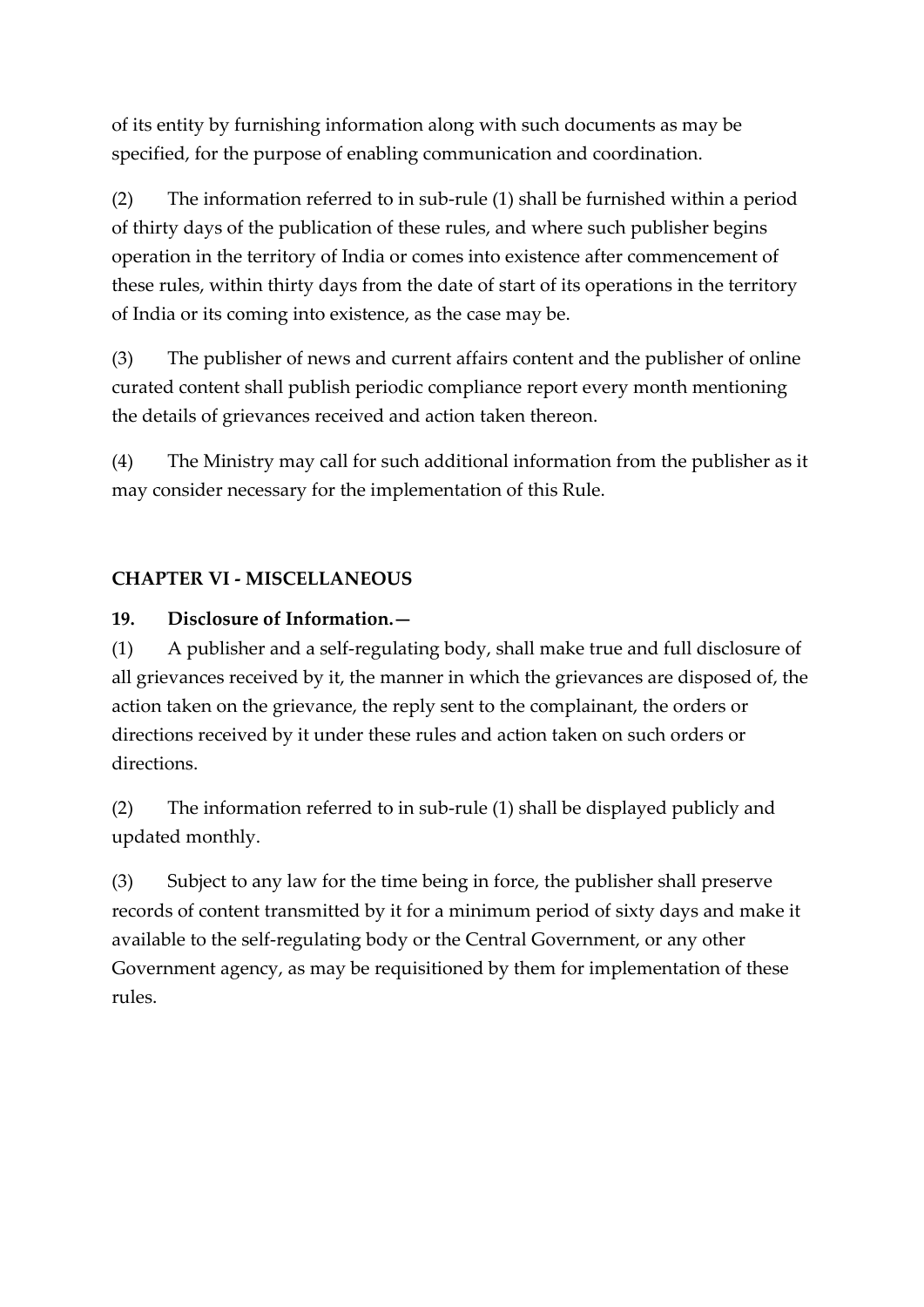of its entity by furnishing information along with such documents as may be specified, for the purpose of enabling communication and coordination.

(2) The information referred to in sub-rule (1) shall be furnished within a period of thirty days of the publication of these rules, and where such publisher begins operation in the territory of India or comes into existence after commencement of these rules, within thirty days from the date of start of its operations in the territory of India or its coming into existence, as the case may be.

(3) The publisher of news and current affairs content and the publisher of online curated content shall publish periodic compliance report every month mentioning the details of grievances received and action taken thereon.

(4) The Ministry may call for such additional information from the publisher as it may consider necessary for the implementation of this Rule.

## CHAPTER VI - MISCELLANEOUS

**19. Disclosure of Information.—**

(1) A publisher and a self-regulating body, shall make true and full disclosure of all grievances received by it, the manner in which the grievances are disposed of, the action taken on the grievance, the reply sent to the complainant, the orders or directions received by it under these rules and action taken on such orders or directions.

(2) The information referred to in sub-rule (1) shall be displayed publicly and updated monthly.

(3) Subject to any law for the time being in force, the publisher shall preserve records of content transmitted by it for a minimum period of sixty days and make it available to the self-regulating body or the Central Government, or any other Government agency, as may be requisitioned by them for implementation of these rules.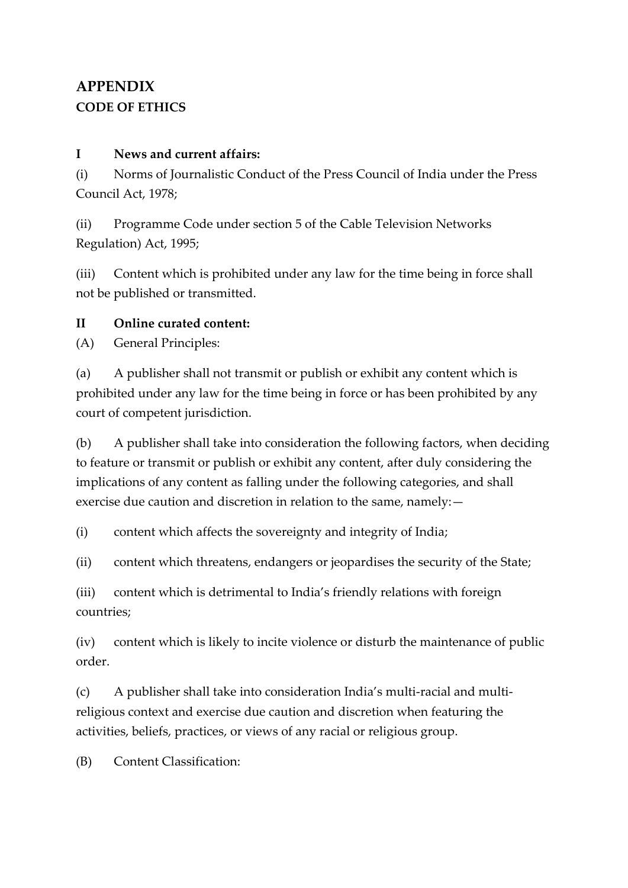# APPENDIX

## CODE OF ETHICS

**I News and current affairs:**

(i) Norms of Journalistic Conduct of the Press Council of India under the Press Council Act, 1978;

(ii) Programme Code under section 5 of the Cable Television Networks Regulation) Act, 1995;

(iii) Content which is prohibited under any law for the time being in force shall not be published or transmitted.

**II Online curated content:**

(A) General Principles:

(a) A publisher shall not transmit or publish or exhibit any content which is prohibited under any law for the time being in force or has been prohibited by any court of competent jurisdiction.

(b) A publisher shall take into consideration the following factors, when deciding to feature or transmit or publish or exhibit any content, after duly considering the implications of any content as falling under the following categories, and shall exercise due caution and discretion in relation to the same, namely:—

(i) content which affects the sovereignty and integrity of India;

(ii) content which threatens, endangers or jeopardises the security of the State;

(iii) content which is detrimental to India's friendly relations with foreign countries;

(iv) content which is likely to incite violence or disturb the maintenance of public order.

(c) A publisher shall take into consideration India's multi-racial and multi-religious context and exercise due caution and discretion when featuring the activities, beliefs, practices, or views of any racial or religious group.

(B) Content Classification: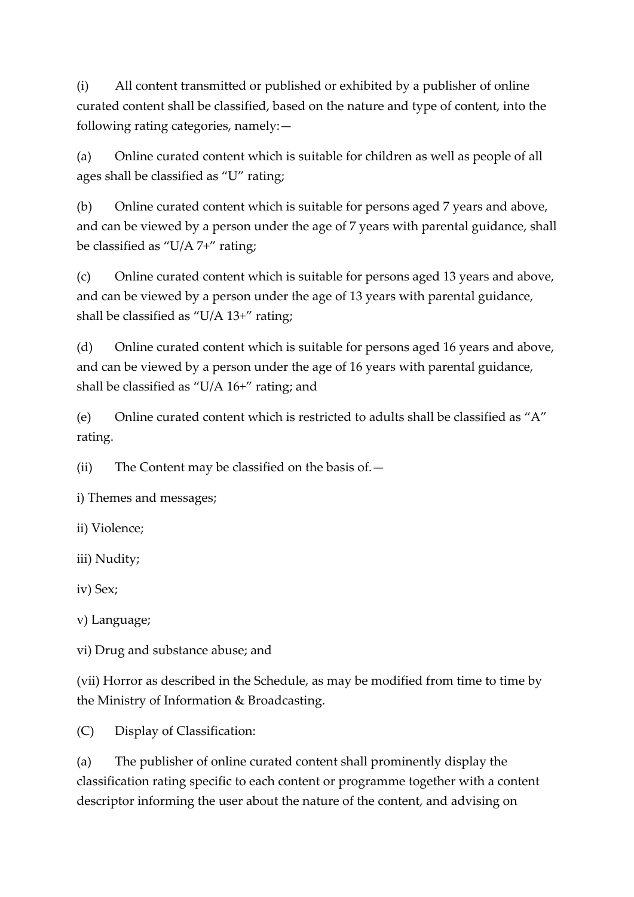(i) All content transmitted or published or exhibited by a publisher of online curated content shall be classified, based on the nature and type of content, into the following rating categories, namely:—

(a) Online curated content which is suitable for children as well as people of all ages shall be classified as "U" rating;

(b) Online curated content which is suitable for persons aged 7 years and above, and can be viewed by a person under the age of 7 years with parental guidance, shall be classified as "U/A 7+" rating;

(c) Online curated content which is suitable for persons aged 13 years and above, and can be viewed by a person under the age of 13 years with parental guidance, shall be classified as "U/A 13+" rating;

(d) Online curated content which is suitable for persons aged 16 years and above, and can be viewed by a person under the age of 16 years with parental guidance, shall be classified as "U/A 16+" rating; and

(e) Online curated content which is restricted to adults shall be classified as "A" rating.

(ii) The Content may be classified on the basis of.—

i) Themes and messages;

ii) Violence;

iii) Nudity;

iv) Sex;

v) Language;

vi) Drug and substance abuse; and

(vii) Horror as described in the Schedule, as may be modified from time to time by the Ministry of Information & Broadcasting.

(C) Display of Classification:

(a) The publisher of online curated content shall prominently display the classification rating specific to each content or programme together with a content descriptor informing the user about the nature of the content, and advising on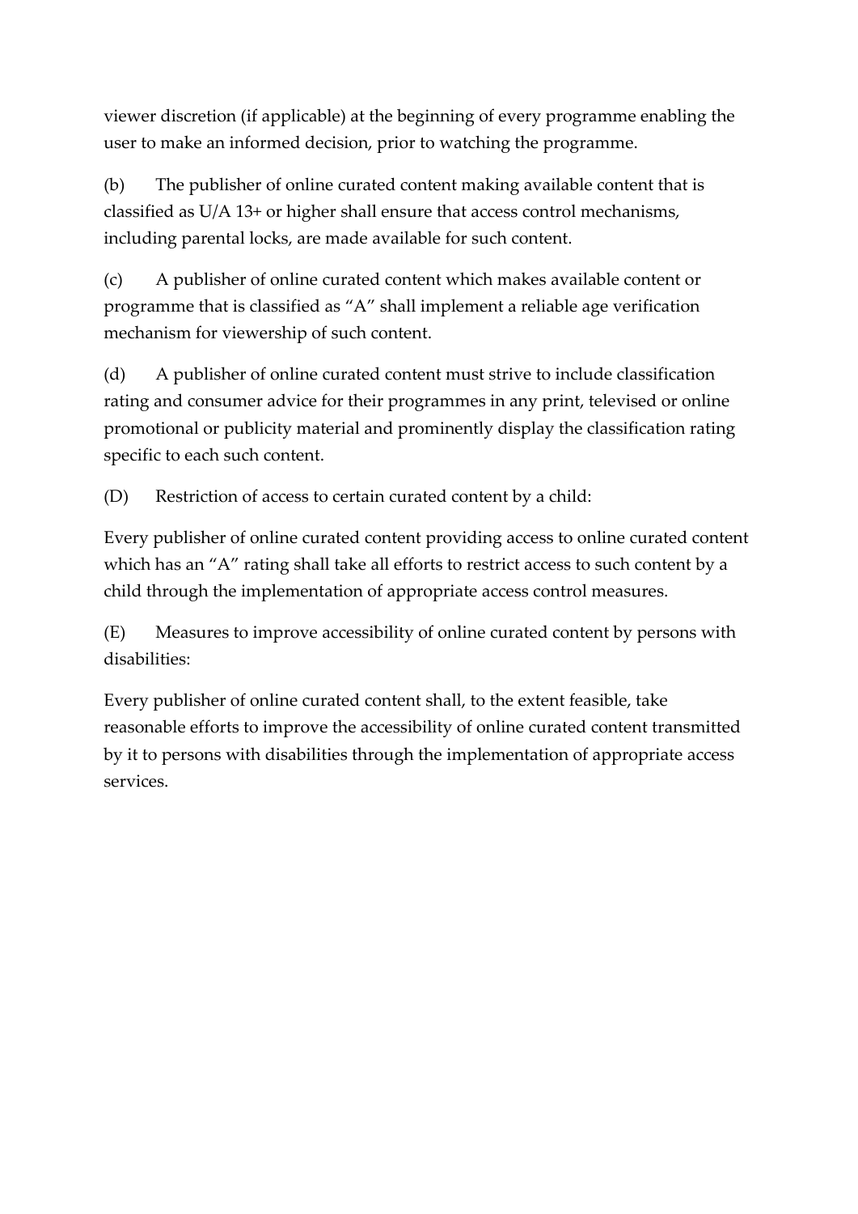viewer discretion (if applicable) at the beginning of every programme enabling the user to make an informed decision, prior to watching the programme.

(b) The publisher of online curated content making available content that is classified as U/A 13+ or higher shall ensure that access control mechanisms, including parental locks, are made available for such content.

(c) A publisher of online curated content which makes available content or programme that is classified as "A" shall implement a reliable age verification mechanism for viewership of such content.

(d) A publisher of online curated content must strive to include classification rating and consumer advice for their programmes in any print, televised or online promotional or publicity material and prominently display the classification rating specific to each such content.

(D) Restriction of access to certain curated content by a child:

Every publisher of online curated content providing access to online curated content which has an "A" rating shall take all efforts to restrict access to such content by a child through the implementation of appropriate access control measures.

(E) Measures to improve accessibility of online curated content by persons with disabilities:

Every publisher of online curated content shall, to the extent feasible, take reasonable efforts to improve the accessibility of online curated content transmitted by it to persons with disabilities through the implementation of appropriate access services.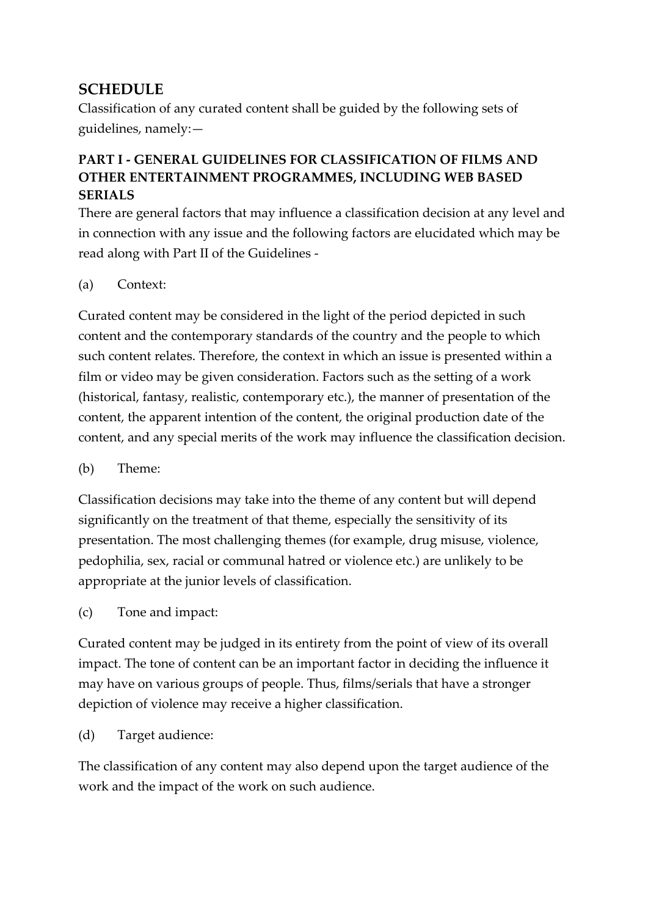## SCHEDULE

Classification of any curated content shall be guided by the following sets of guidelines, namely:—

### PART I - GENERAL GUIDELINES FOR CLASSIFICATION OF FILMS AND OTHER ENTERTAINMENT PROGRAMMES, INCLUDING WEB BASED SERIALS

There are general factors that may influence a classification decision at any level and in connection with any issue and the following factors are elucidated which may be read along with Part II of the Guidelines -

(a) Context:

Curated content may be considered in the light of the period depicted in such content and the contemporary standards of the country and the people to which such content relates. Therefore, the context in which an issue is presented within a film or video may be given consideration. Factors such as the setting of a work (historical, fantasy, realistic, contemporary etc.), the manner of presentation of the content, the apparent intention of the content, the original production date of the content, and any special merits of the work may influence the classification decision.

(b) Theme:

Classification decisions may take into the theme of any content but will depend significantly on the treatment of that theme, especially the sensitivity of its presentation. The most challenging themes (for example, drug misuse, violence, pedophilia, sex, racial or communal hatred or violence etc.) are unlikely to be appropriate at the junior levels of classification.

(c) Tone and impact:

Curated content may be judged in its entirety from the point of view of its overall impact. The tone of content can be an important factor in deciding the influence it may have on various groups of people. Thus, films/serials that have a stronger depiction of violence may receive a higher classification.

(d) Target audience:

The classification of any content may also depend upon the target audience of the work and the impact of the work on such audience.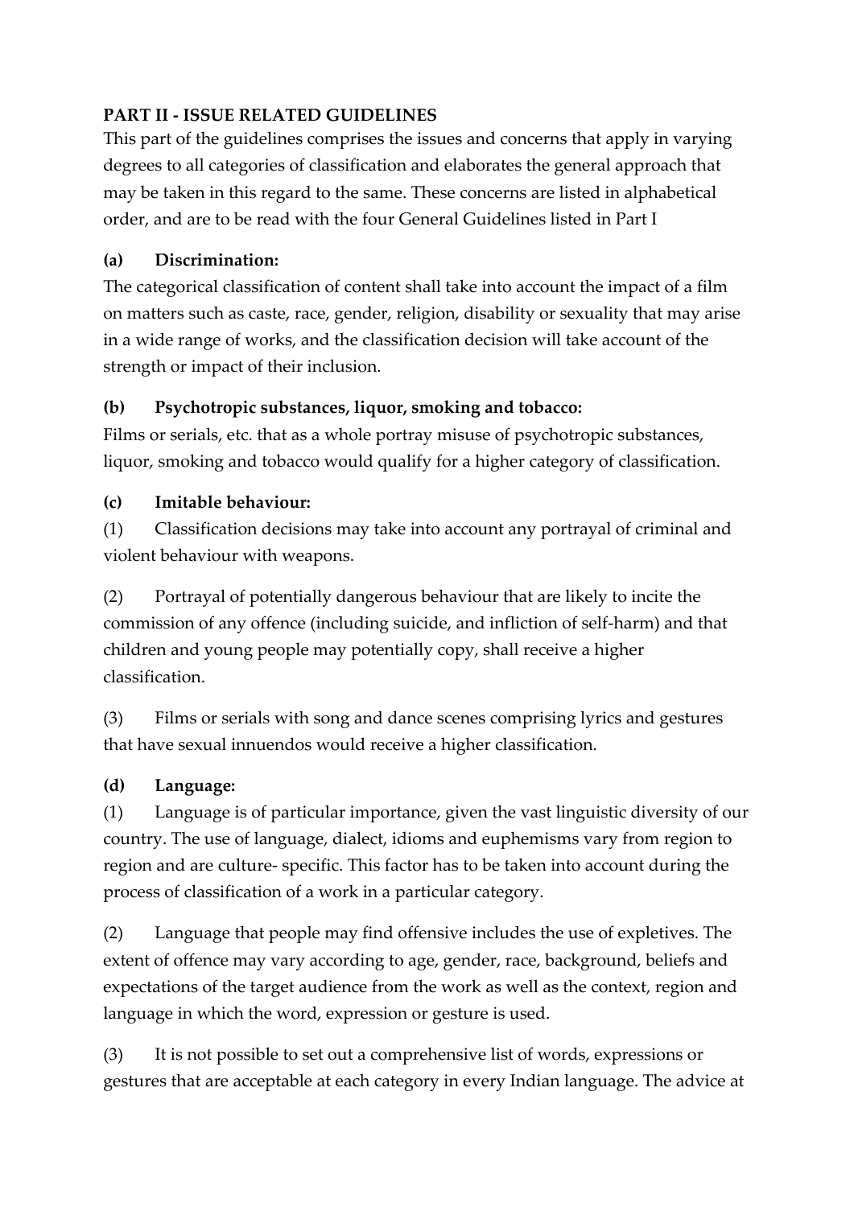**PART II - ISSUE RELATED GUIDELINES**

This part of the guidelines comprises the issues and concerns that apply in varying degrees to all categories of classification and elaborates the general approach that may be taken in this regard to the same. These concerns are listed in alphabetical order, and are to be read with the four General Guidelines listed in Part I

**(a) Discrimination:**

The categorical classification of content shall take into account the impact of a film on matters such as caste, race, gender, religion, disability or sexuality that may arise in a wide range of works, and the classification decision will take account of the strength or impact of their inclusion.

**(b) Psychotropic substances, liquor, smoking and tobacco:**

Films or serials, etc. that as a whole portray misuse of psychotropic substances, liquor, smoking and tobacco would qualify for a higher category of classification.

**(c) Imitable behaviour:**

(1) Classification decisions may take into account any portrayal of criminal and violent behaviour with weapons.

(2) Portrayal of potentially dangerous behaviour that are likely to incite the commission of any offence (including suicide, and infliction of self-harm) and that children and young people may potentially copy, shall receive a higher classification.

(3) Films or serials with song and dance scenes comprising lyrics and gestures that have sexual innuendos would receive a higher classification.

**(d) Language:**

(1) Language is of particular importance, given the vast linguistic diversity of our country. The use of language, dialect, idioms and euphemisms vary from region to region and are culture- specific. This factor has to be taken into account during the process of classification of a work in a particular category.

(2) Language that people may find offensive includes the use of expletives. The extent of offence may vary according to age, gender, race, background, beliefs and expectations of the target audience from the work as well as the context, region and language in which the word, expression or gesture is used.

(3) It is not possible to set out a comprehensive list of words, expressions or gestures that are acceptable at each category in every Indian language. The advice at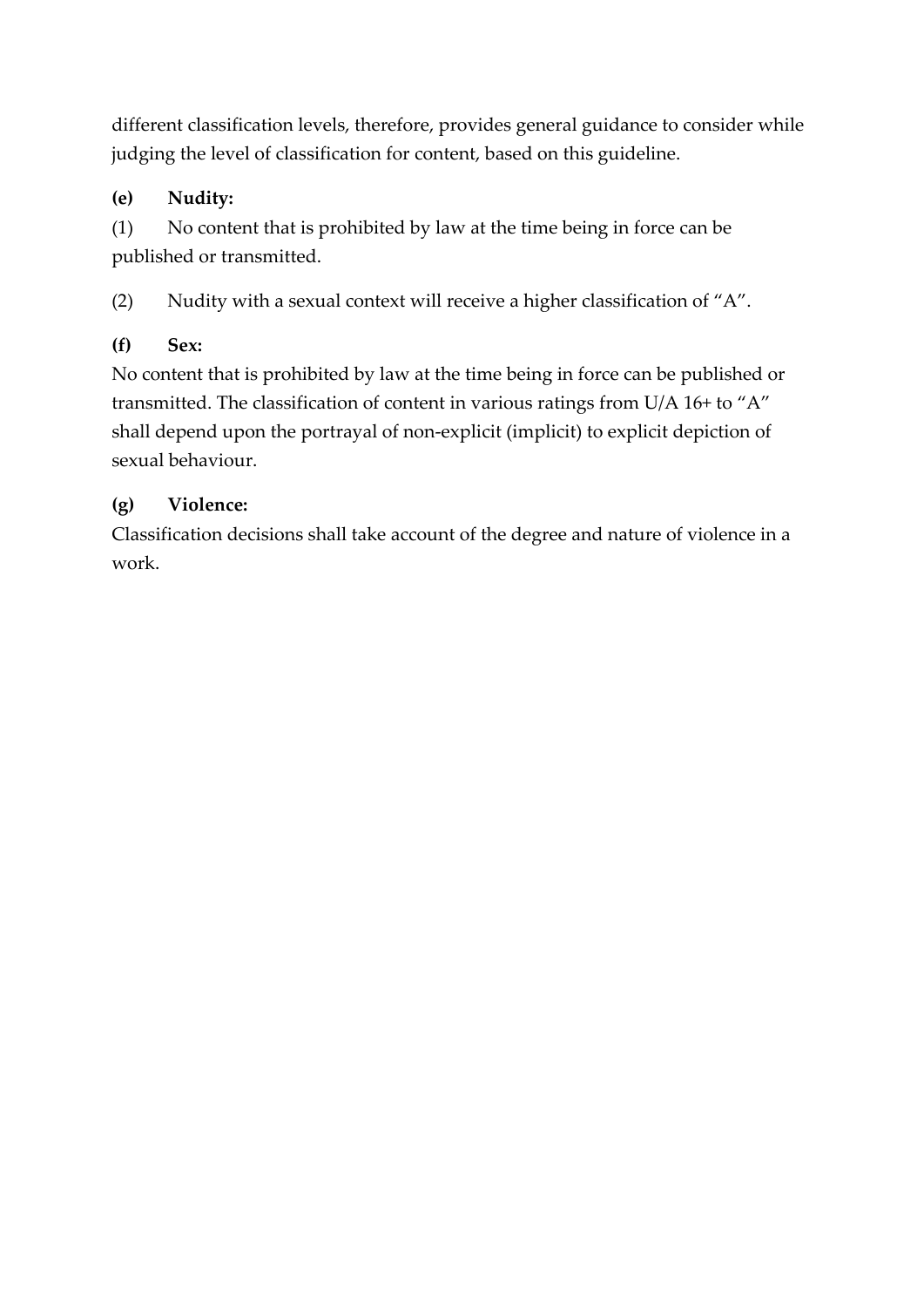different classification levels, therefore, provides general guidance to consider while judging the level of classification for content, based on this guideline.

**(e) Nudity:**

(1) No content that is prohibited by law at the time being in force can be published or transmitted.

(2) Nudity with a sexual context will receive a higher classification of "A".

**(f) Sex:**

No content that is prohibited by law at the time being in force can be published or transmitted. The classification of content in various ratings from U/A 16+ to "A" shall depend upon the portrayal of non-explicit (implicit) to explicit depiction of sexual behaviour.

**(g) Violence:**

Classification decisions shall take account of the degree and nature of violence in a work.